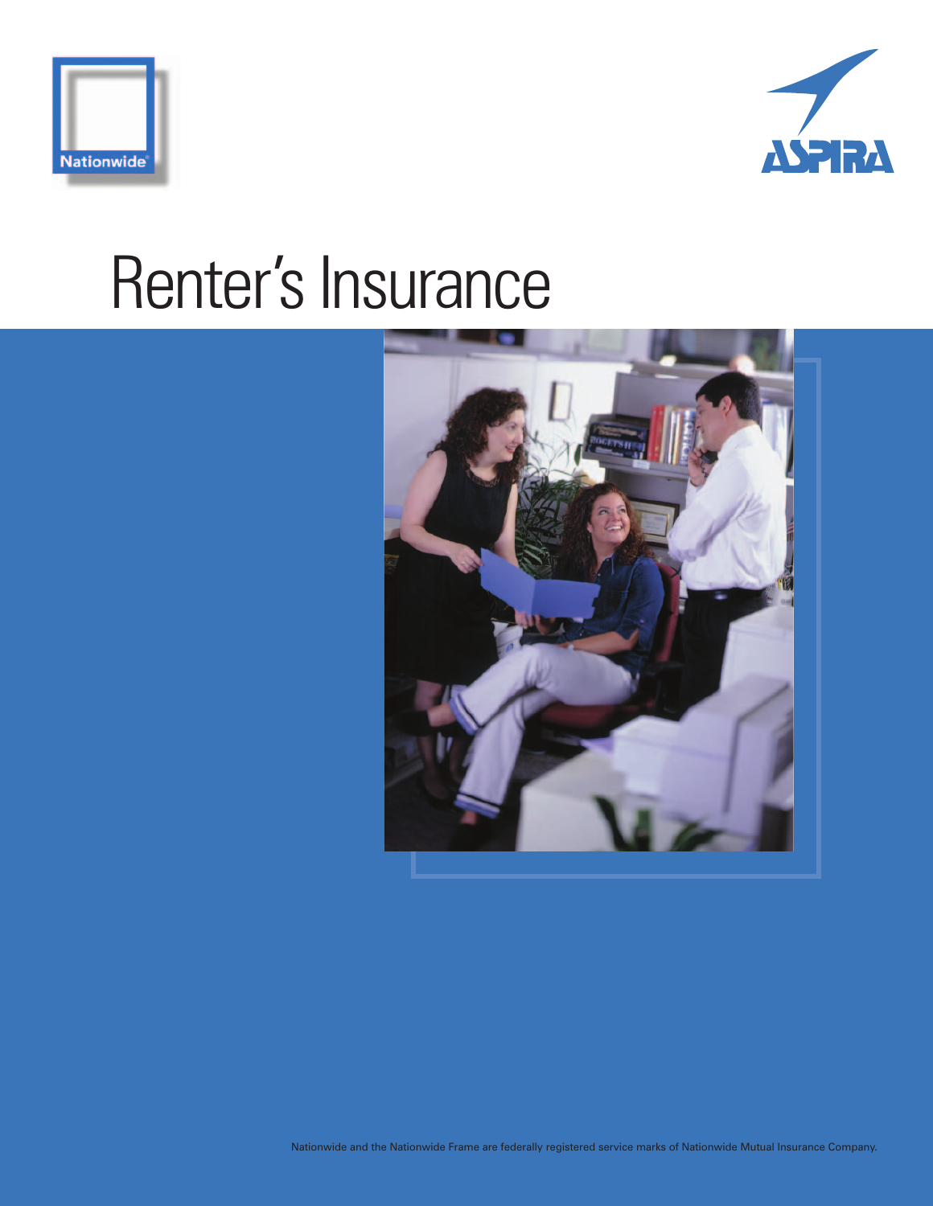Nationwide

ASPIRA

# Renter's Insurance

Nationwide and the Nationwide Frame are federally registered service marks of Nationwide Mutual Insurance Company.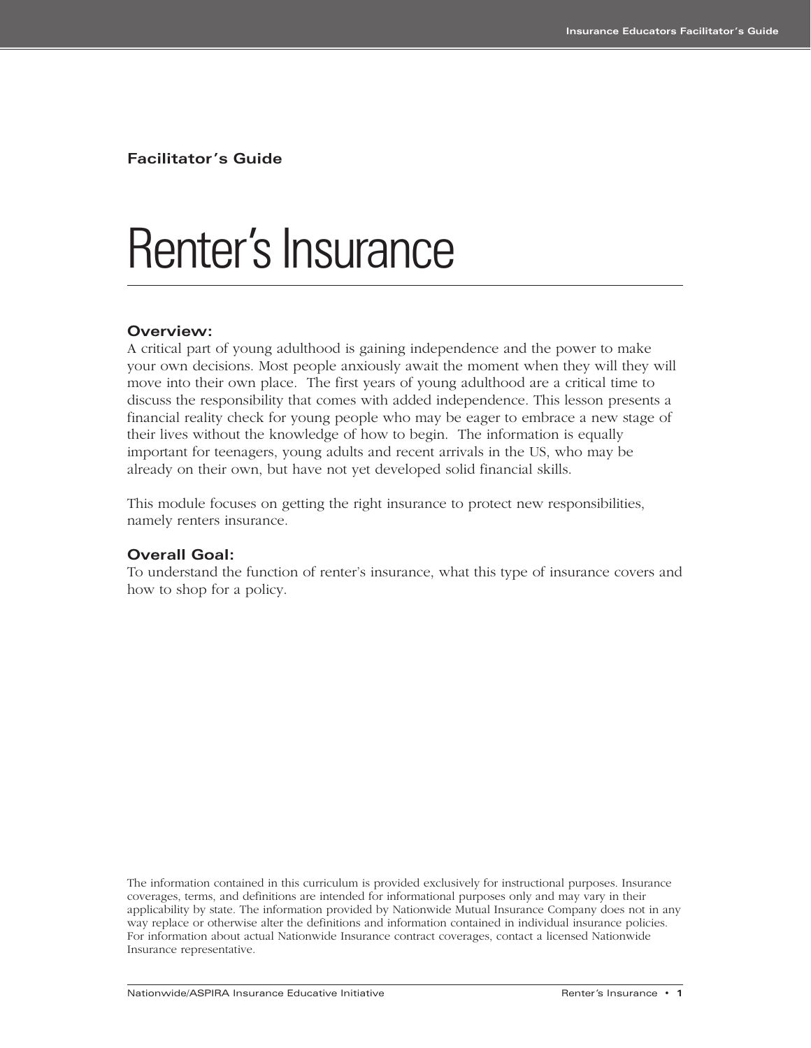**Facilitator's Guide**

# Renter's Insurance

### Overview:

A critical part of young adulthood is gaining independence and the power to make your own decisions. Most people anxiously await the moment when they will they will move into their own place. The first years of young adulthood are a critical time to discuss the responsibility that comes with added independence. This lesson presents a financial reality check for young people who may be eager to embrace a new stage of their lives without the knowledge of how to begin. The information is equally important for teenagers, young adults and recent arrivals in the US, who may be already on their own, but have not yet developed solid financial skills.

This module focuses on getting the right insurance to protect new responsibilities, namely renters insurance.

### Overall Goal:

To understand the function of renter's insurance, what this type of insurance covers and how to shop for a policy.

The information contained in this curriculum is provided exclusively for instructional purposes. Insurance coverages, terms, and definitions are intended for informational purposes only and may vary in their applicability by state. The information provided by Nationwide Mutual Insurance Company does not in any way replace or otherwise alter the definitions and information contained in individual insurance policies. For information about actual Nationwide Insurance contract coverages, contact a licensed Nationwide Insurance representative.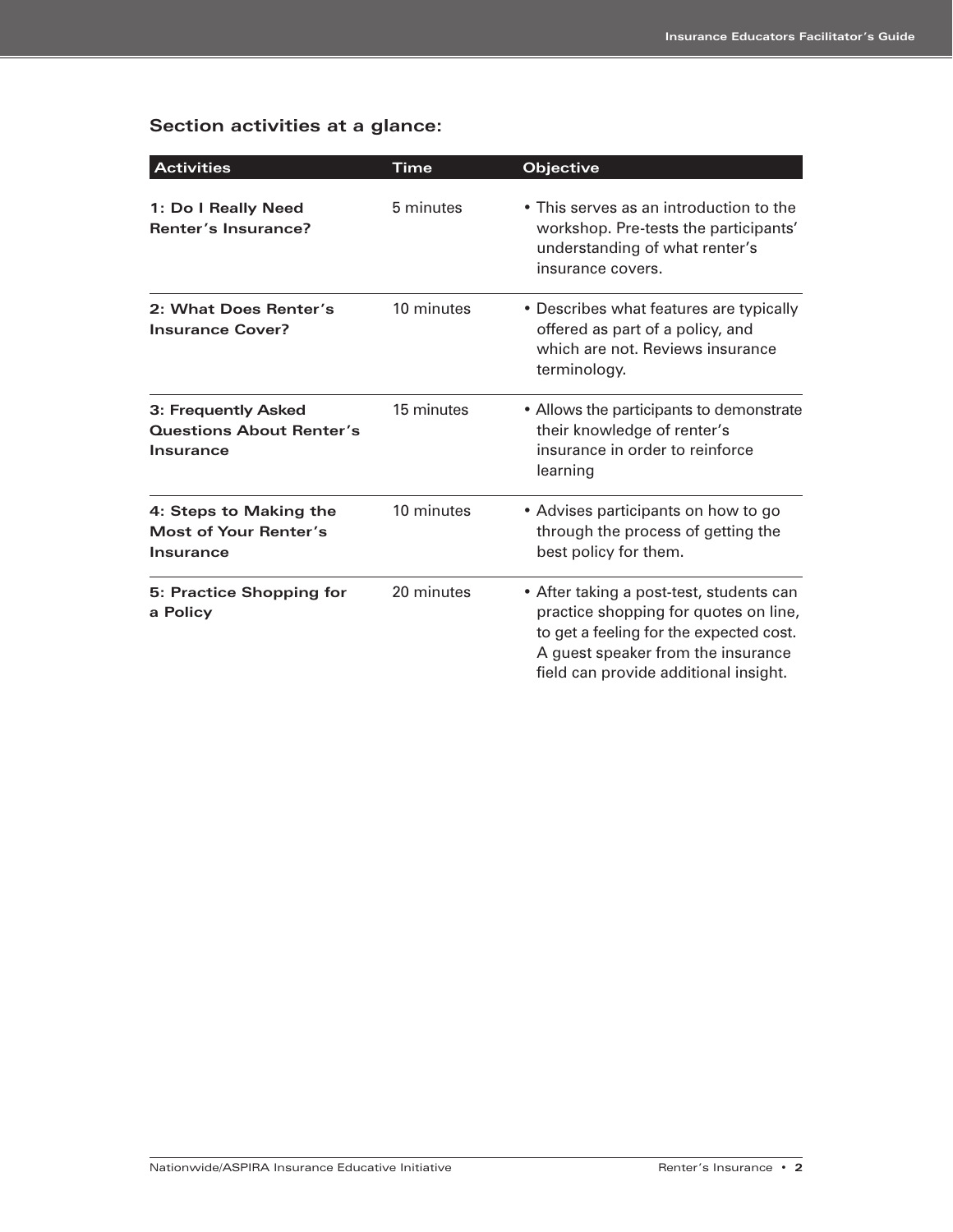## Section activities at a glance:

| Activities | Time | Objective |
| --- | --- | --- |
| **1: Do I Really Need Renter's Insurance?** | 5 minutes | • This serves as an introduction to the workshop. Pre-tests the participants' understanding of what renter's insurance covers. |
| **2: What Does Renter's Insurance Cover?** | 10 minutes | • Describes what features are typically offered as part of a policy, and which are not. Reviews insurance terminology. |
| **3: Frequently Asked Questions About Renter's Insurance** | 15 minutes | • Allows the participants to demonstrate their knowledge of renter's insurance in order to reinforce learning |
| **4: Steps to Making the Most of Your Renter's Insurance** | 10 minutes | • Advises participants on how to go through the process of getting the best policy for them. |
| **5: Practice Shopping for a Policy** | 20 minutes | • After taking a post-test, students can practice shopping for quotes on line, to get a feeling for the expected cost. A guest speaker from the insurance field can provide additional insight. |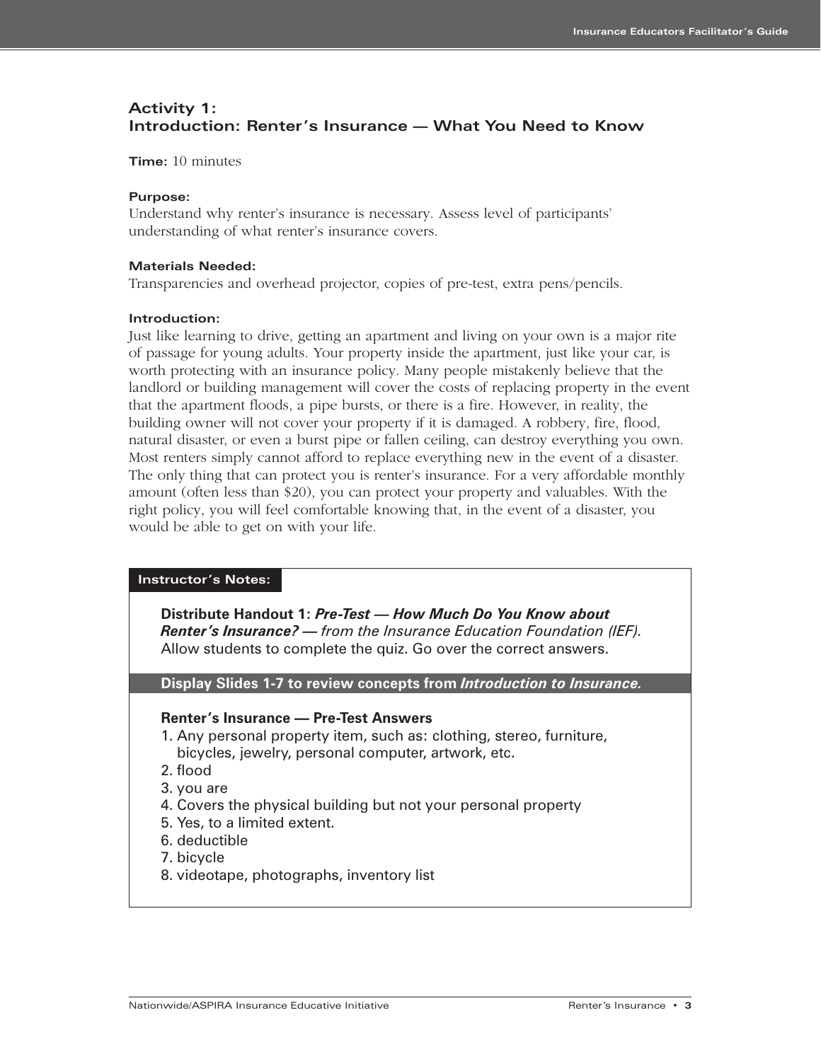## Activity 1: Introduction: Renter's Insurance — What You Need to Know

**Time:** 10 minutes

**Purpose:**
Understand why renter's insurance is necessary. Assess level of participants' understanding of what renter's insurance covers.

**Materials Needed:**
Transparencies and overhead projector, copies of pre-test, extra pens/pencils.

**Introduction:**
Just like learning to drive, getting an apartment and living on your own is a major rite of passage for young adults. Your property inside the apartment, just like your car, is worth protecting with an insurance policy. Many people mistakenly believe that the landlord or building management will cover the costs of replacing property in the event that the apartment floods, a pipe bursts, or there is a fire. However, in reality, the building owner will not cover your property if it is damaged. A robbery, fire, flood, natural disaster, or even a burst pipe or fallen ceiling, can destroy everything you own. Most renters simply cannot afford to replace everything new in the event of a disaster. The only thing that can protect you is renter's insurance. For a very affordable monthly amount (often less than $20), you can protect your property and valuables. With the right policy, you will feel comfortable knowing that, in the event of a disaster, you would be able to get on with your life.

**Instructor's Notes:**

**Distribute Handout 1: *Pre-Test — How Much Do You Know about Renter's Insurance? —*** *from the Insurance Education Foundation (IEF).* Allow students to complete the quiz. Go over the correct answers.

**Display Slides 1-7 to review concepts from *Introduction to Insurance.***

**Renter's Insurance — Pre-Test Answers**

1. Any personal property item, such as: clothing, stereo, furniture, bicycles, jewelry, personal computer, artwork, etc.
2. flood
3. you are
4. Covers the physical building but not your personal property
5. Yes, to a limited extent.
6. deductible
7. bicycle
8. videotape, photographs, inventory list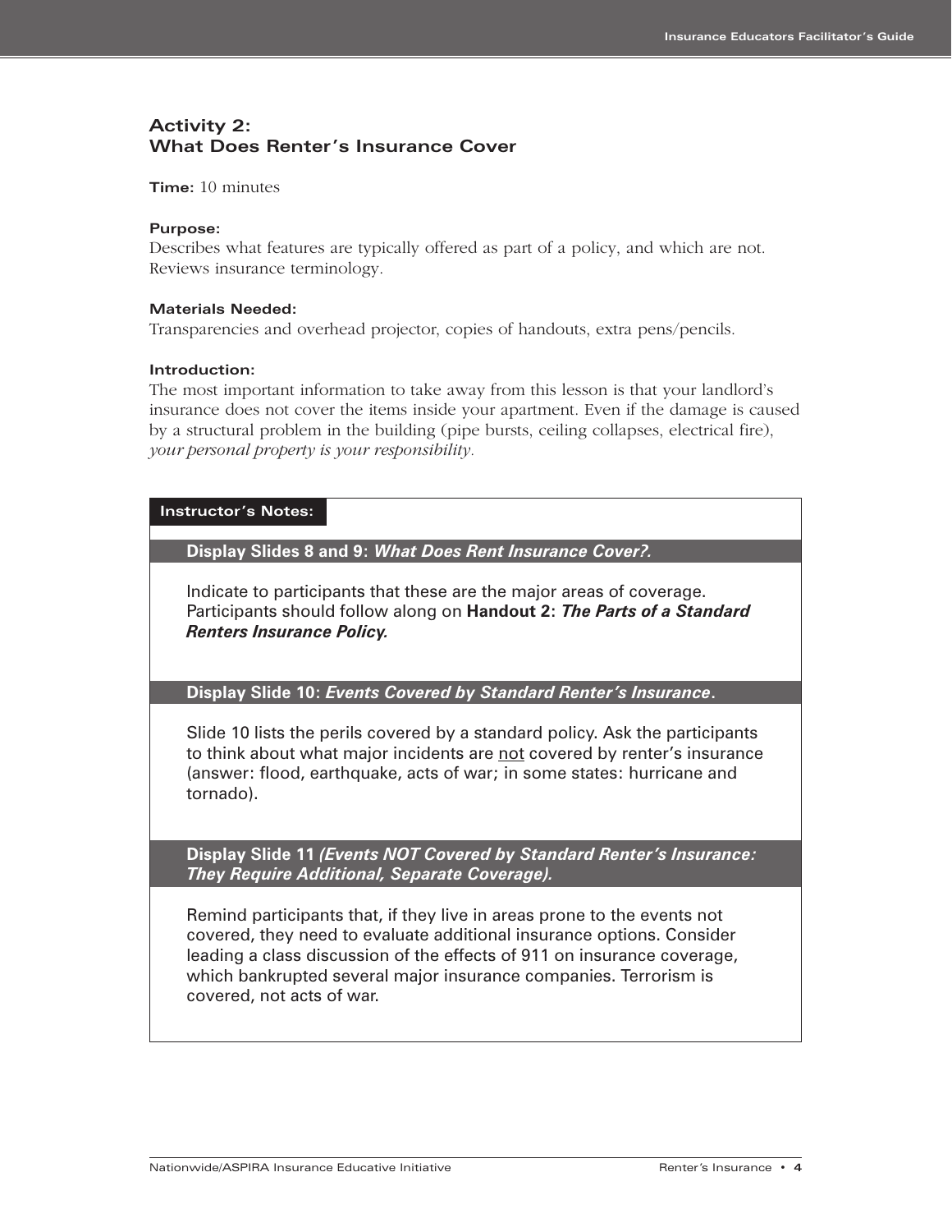## Activity 2:
## What Does Renter's Insurance Cover

**Time:** 10 minutes

**Purpose:**
Describes what features are typically offered as part of a policy, and which are not. Reviews insurance terminology.

**Materials Needed:**
Transparencies and overhead projector, copies of handouts, extra pens/pencils.

**Introduction:**
The most important information to take away from this lesson is that your landlord's insurance does not cover the items inside your apartment. Even if the damage is caused by a structural problem in the building (pipe bursts, ceiling collapses, electrical fire), *your personal property is your responsibility.*

**Instructor's Notes:**

**Display Slides 8 and 9:** ***What Does Rent Insurance Cover?.***

Indicate to participants that these are the major areas of coverage. Participants should follow along on **Handout 2:** ***The Parts of a Standard Renters Insurance Policy.***

**Display Slide 10:** ***Events Covered by Standard Renter's Insurance*.**

Slide 10 lists the perils covered by a standard policy. Ask the participants to think about what major incidents are <u>not</u> covered by renter's insurance (answer: flood, earthquake, acts of war; in some states: hurricane and tornado).

**Display Slide 11** ***(Events NOT Covered by Standard Renter's Insurance: They Require Additional, Separate Coverage).***

Remind participants that, if they live in areas prone to the events not covered, they need to evaluate additional insurance options. Consider leading a class discussion of the effects of 911 on insurance coverage, which bankrupted several major insurance companies. Terrorism is covered, not acts of war.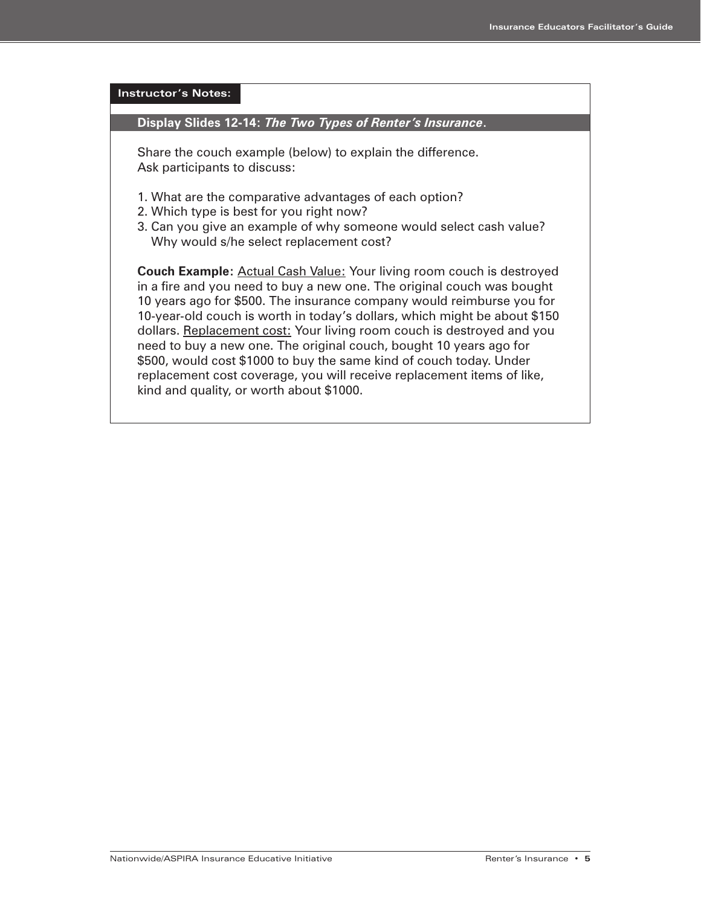**Instructor's Notes:**

**Display Slides 12-14: *The Two Types of Renter's Insurance*.**

Share the couch example (below) to explain the difference.
Ask participants to discuss:

1. What are the comparative advantages of each option?
2. Which type is best for you right now?
3. Can you give an example of why someone would select cash value? Why would s/he select replacement cost?

**Couch Example:** Actual Cash Value: Your living room couch is destroyed in a fire and you need to buy a new one. The original couch was bought 10 years ago for $500. The insurance company would reimburse you for 10-year-old couch is worth in today's dollars, which might be about $150 dollars. Replacement cost: Your living room couch is destroyed and you need to buy a new one. The original couch, bought 10 years ago for $500, would cost $1000 to buy the same kind of couch today. Under replacement cost coverage, you will receive replacement items of like, kind and quality, or worth about $1000.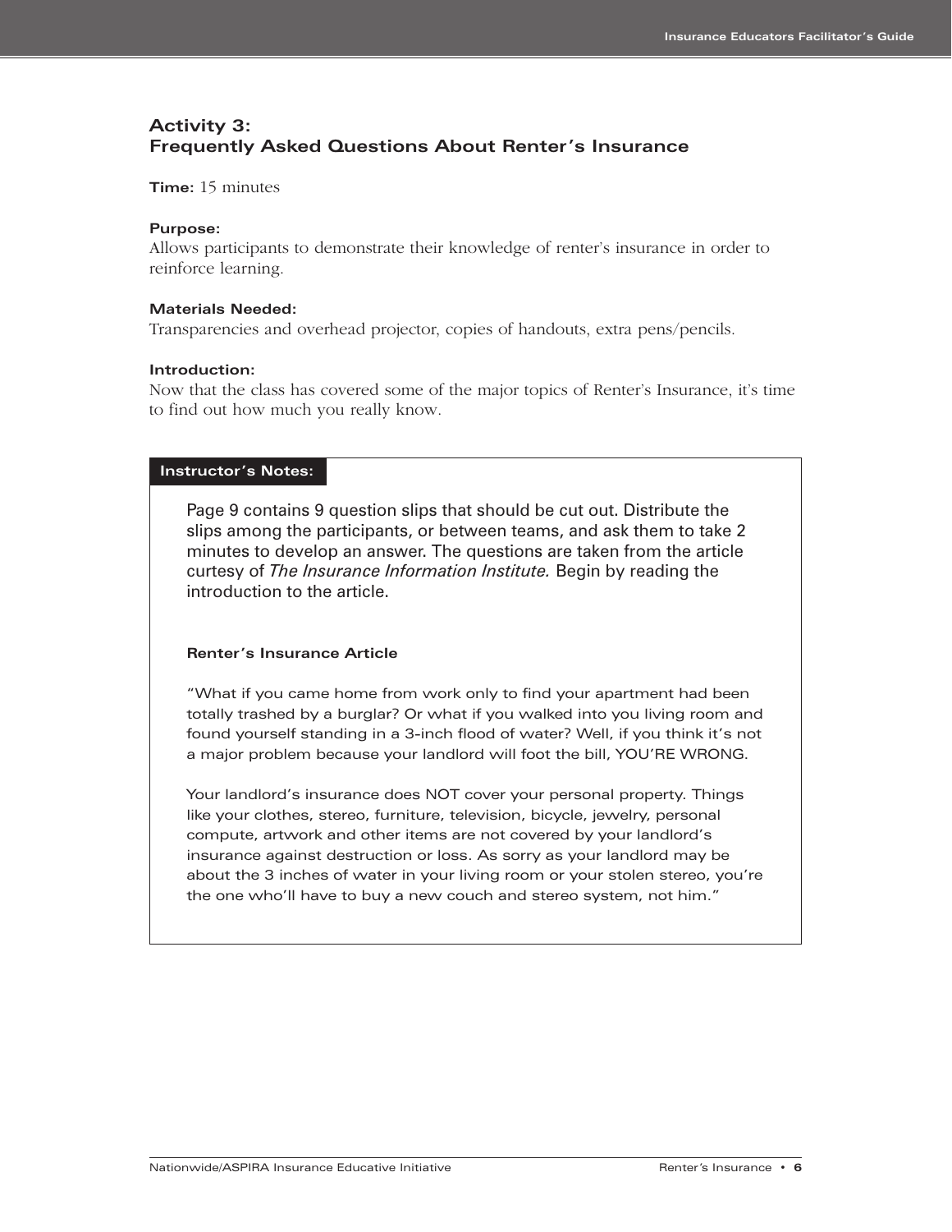## Activity 3: Frequently Asked Questions About Renter's Insurance

**Time:** 15 minutes

**Purpose:**
Allows participants to demonstrate their knowledge of renter's insurance in order to reinforce learning.

**Materials Needed:**
Transparencies and overhead projector, copies of handouts, extra pens/pencils.

**Introduction:**
Now that the class has covered some of the major topics of Renter's Insurance, it's time to find out how much you really know.

**Instructor's Notes:**

Page 9 contains 9 question slips that should be cut out. Distribute the slips among the participants, or between teams, and ask them to take 2 minutes to develop an answer. The questions are taken from the article curtesy of *The Insurance Information Institute.* Begin by reading the introduction to the article.

**Renter's Insurance Article**

"What if you came home from work only to find your apartment had been totally trashed by a burglar? Or what if you walked into you living room and found yourself standing in a 3-inch flood of water? Well, if you think it's not a major problem because your landlord will foot the bill, YOU'RE WRONG.

Your landlord's insurance does NOT cover your personal property. Things like your clothes, stereo, furniture, television, bicycle, jewelry, personal compute, artwork and other items are not covered by your landlord's insurance against destruction or loss. As sorry as your landlord may be about the 3 inches of water in your living room or your stolen stereo, you're the one who'll have to buy a new couch and stereo system, not him."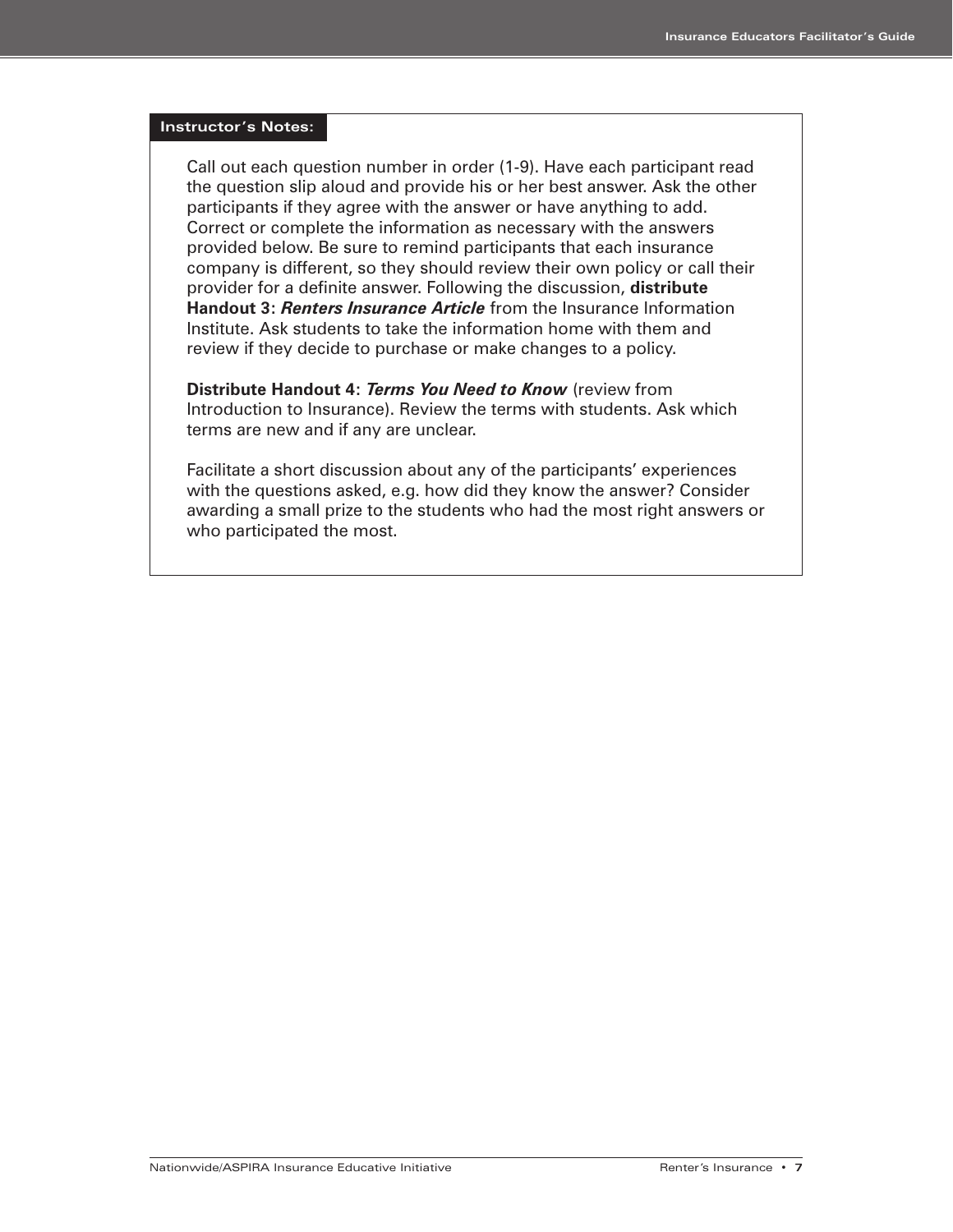**Instructor's Notes:**

Call out each question number in order (1-9). Have each participant read the question slip aloud and provide his or her best answer. Ask the other participants if they agree with the answer or have anything to add. Correct or complete the information as necessary with the answers provided below. Be sure to remind participants that each insurance company is different, so they should review their own policy or call their provider for a definite answer. Following the discussion, **distribute Handout 3: *Renters Insurance Article*** from the Insurance Information Institute. Ask students to take the information home with them and review if they decide to purchase or make changes to a policy.

**Distribute Handout 4: *Terms You Need to Know*** (review from Introduction to Insurance). Review the terms with students. Ask which terms are new and if any are unclear.

Facilitate a short discussion about any of the participants' experiences with the questions asked, e.g. how did they know the answer? Consider awarding a small prize to the students who had the most right answers or who participated the most.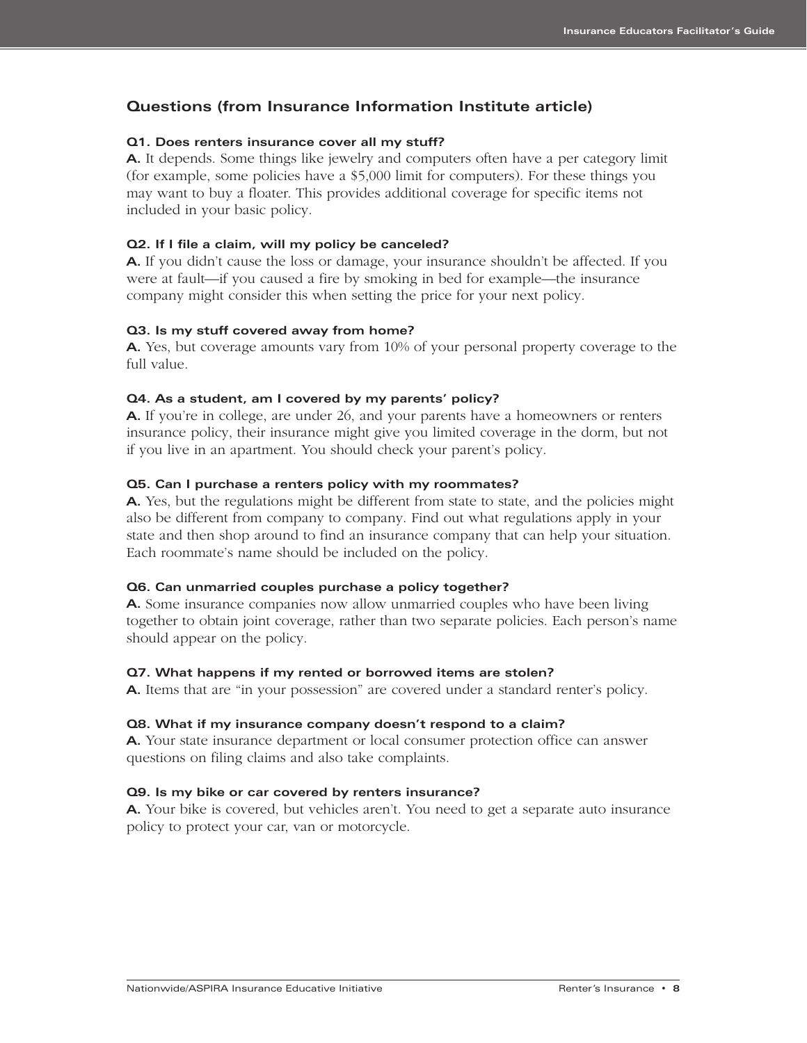## Questions (from Insurance Information Institute article)

**Q1. Does renters insurance cover all my stuff?**
**A.** It depends. Some things like jewelry and computers often have a per category limit (for example, some policies have a $5,000 limit for computers). For these things you may want to buy a floater. This provides additional coverage for specific items not included in your basic policy.

**Q2. If I file a claim, will my policy be canceled?**
**A.** If you didn't cause the loss or damage, your insurance shouldn't be affected. If you were at fault—if you caused a fire by smoking in bed for example—the insurance company might consider this when setting the price for your next policy.

**Q3. Is my stuff covered away from home?**
**A.** Yes, but coverage amounts vary from 10% of your personal property coverage to the full value.

**Q4. As a student, am I covered by my parents' policy?**
**A.** If you're in college, are under 26, and your parents have a homeowners or renters insurance policy, their insurance might give you limited coverage in the dorm, but not if you live in an apartment. You should check your parent's policy.

**Q5. Can I purchase a renters policy with my roommates?**
**A.** Yes, but the regulations might be different from state to state, and the policies might also be different from company to company. Find out what regulations apply in your state and then shop around to find an insurance company that can help your situation. Each roommate's name should be included on the policy.

**Q6. Can unmarried couples purchase a policy together?**
**A.** Some insurance companies now allow unmarried couples who have been living together to obtain joint coverage, rather than two separate policies. Each person's name should appear on the policy.

**Q7. What happens if my rented or borrowed items are stolen?**
**A.** Items that are "in your possession" are covered under a standard renter's policy.

**Q8. What if my insurance company doesn't respond to a claim?**
**A.** Your state insurance department or local consumer protection office can answer questions on filing claims and also take complaints.

**Q9. Is my bike or car covered by renters insurance?**
**A.** Your bike is covered, but vehicles aren't. You need to get a separate auto insurance policy to protect your car, van or motorcycle.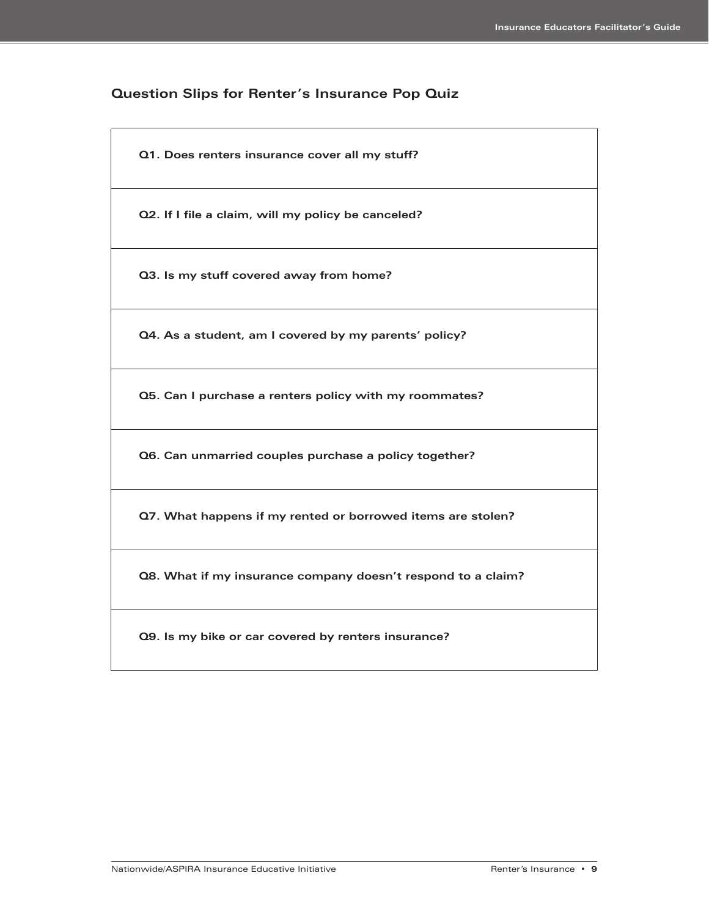## Question Slips for Renter's Insurance Pop Quiz

| **Q1. Does renters insurance cover all my stuff?** |
|---|
| **Q2. If I file a claim, will my policy be canceled?** |
| **Q3. Is my stuff covered away from home?** |
| **Q4. As a student, am I covered by my parents' policy?** |
| **Q5. Can I purchase a renters policy with my roommates?** |
| **Q6. Can unmarried couples purchase a policy together?** |
| **Q7. What happens if my rented or borrowed items are stolen?** |
| **Q8. What if my insurance company doesn't respond to a claim?** |
| **Q9. Is my bike or car covered by renters insurance?** |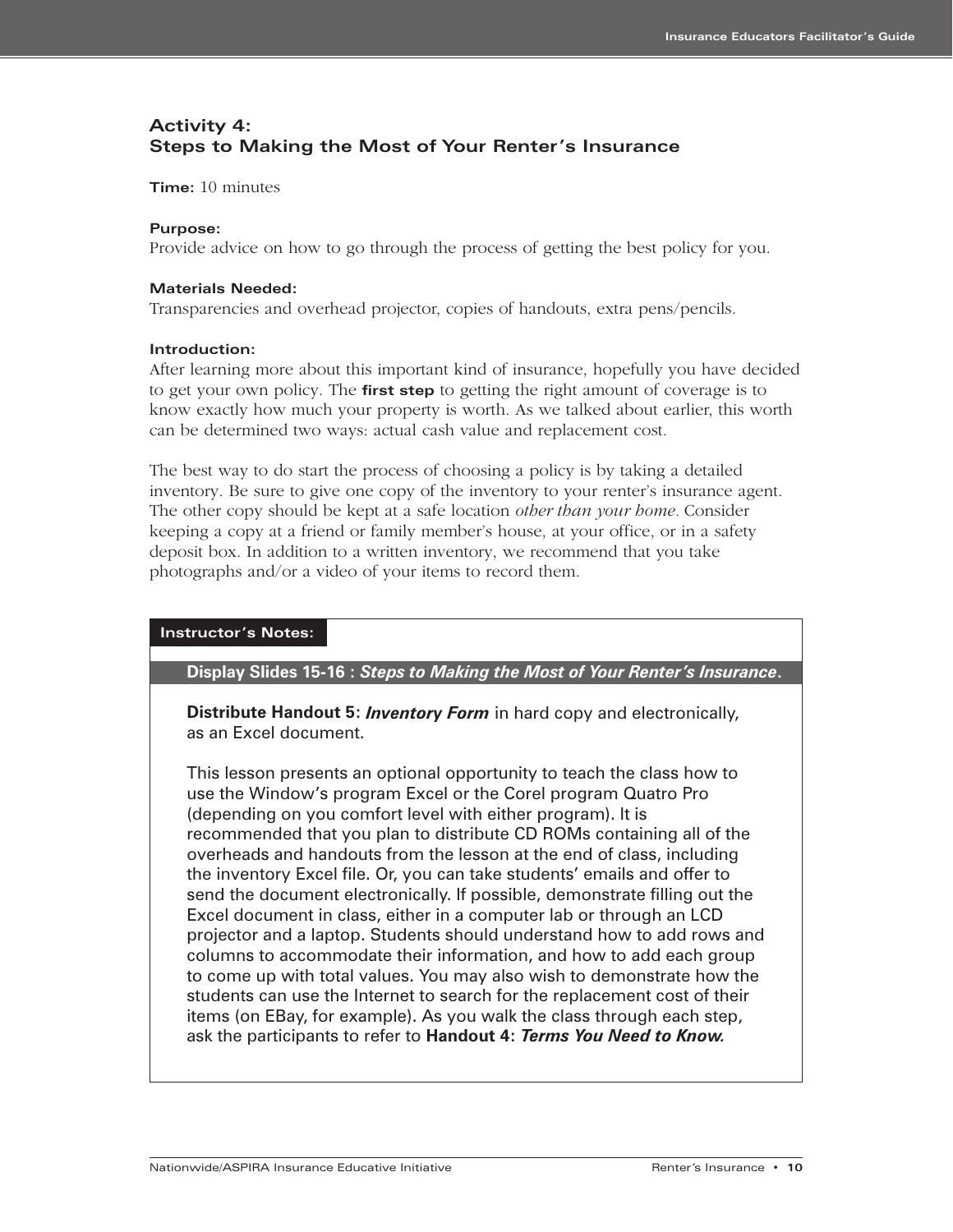## Activity 4:
## Steps to Making the Most of Your Renter's Insurance

**Time:** 10 minutes

**Purpose:**
Provide advice on how to go through the process of getting the best policy for you.

**Materials Needed:**
Transparencies and overhead projector, copies of handouts, extra pens/pencils.

**Introduction:**
After learning more about this important kind of insurance, hopefully you have decided to get your own policy. The **first step** to getting the right amount of coverage is to know exactly how much your property is worth. As we talked about earlier, this worth can be determined two ways: actual cash value and replacement cost.

The best way to do start the process of choosing a policy is by taking a detailed inventory. Be sure to give one copy of the inventory to your renter's insurance agent. The other copy should be kept at a safe location *other than your home*. Consider keeping a copy at a friend or family member's house, at your office, or in a safety deposit box. In addition to a written inventory, we recommend that you take photographs and/or a video of your items to record them.

**Instructor's Notes:**

**Display Slides 15-16 : *Steps to Making the Most of Your Renter's Insurance*.**

**Distribute Handout 5: *Inventory Form*** in hard copy and electronically, as an Excel document.

This lesson presents an optional opportunity to teach the class how to use the Window's program Excel or the Corel program Quatro Pro (depending on you comfort level with either program). It is recommended that you plan to distribute CD ROMs containing all of the overheads and handouts from the lesson at the end of class, including the inventory Excel file. Or, you can take students' emails and offer to send the document electronically. If possible, demonstrate filling out the Excel document in class, either in a computer lab or through an LCD projector and a laptop. Students should understand how to add rows and columns to accommodate their information, and how to add each group to come up with total values. You may also wish to demonstrate how the students can use the Internet to search for the replacement cost of their items (on EBay, for example). As you walk the class through each step, ask the participants to refer to **Handout 4: *Terms You Need to Know.***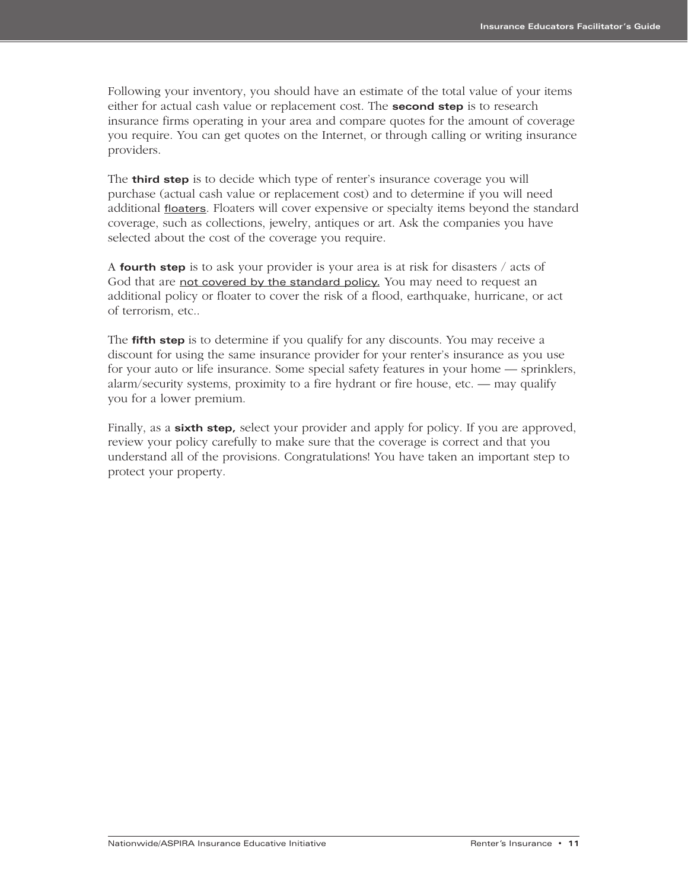Following your inventory, you should have an estimate of the total value of your items either for actual cash value or replacement cost. The **second step** is to research insurance firms operating in your area and compare quotes for the amount of coverage you require. You can get quotes on the Internet, or through calling or writing insurance providers.

The **third step** is to decide which type of renter's insurance coverage you will purchase (actual cash value or replacement cost) and to determine if you will need additional floaters. Floaters will cover expensive or specialty items beyond the standard coverage, such as collections, jewelry, antiques or art. Ask the companies you have selected about the cost of the coverage you require.

A **fourth step** is to ask your provider is your area is at risk for disasters / acts of God that are not covered by the standard policy. You may need to request an additional policy or floater to cover the risk of a flood, earthquake, hurricane, or act of terrorism, etc..

The **fifth step** is to determine if you qualify for any discounts. You may receive a discount for using the same insurance provider for your renter's insurance as you use for your auto or life insurance. Some special safety features in your home — sprinklers, alarm/security systems, proximity to a fire hydrant or fire house, etc. — may qualify you for a lower premium.

Finally, as a **sixth step,** select your provider and apply for policy. If you are approved, review your policy carefully to make sure that the coverage is correct and that you understand all of the provisions. Congratulations! You have taken an important step to protect your property.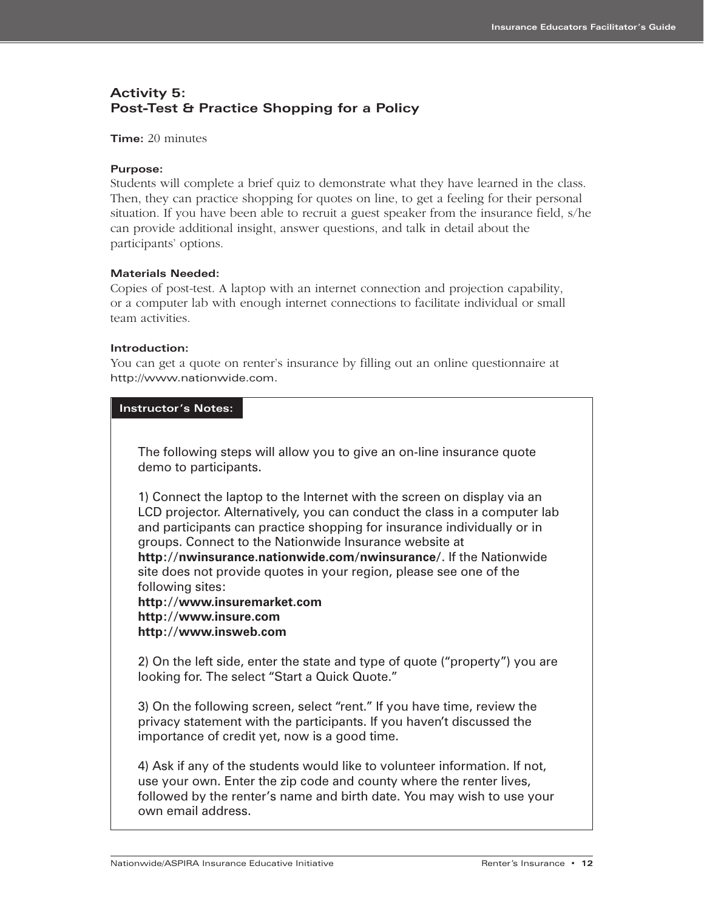## Activity 5:
## Post-Test & Practice Shopping for a Policy

**Time:** 20 minutes

**Purpose:**
Students will complete a brief quiz to demonstrate what they have learned in the class. Then, they can practice shopping for quotes on line, to get a feeling for their personal situation. If you have been able to recruit a guest speaker from the insurance field, s/he can provide additional insight, answer questions, and talk in detail about the participants' options.

**Materials Needed:**
Copies of post-test. A laptop with an internet connection and projection capability, or a computer lab with enough internet connections to facilitate individual or small team activities.

**Introduction:**
You can get a quote on renter's insurance by filling out an online questionnaire at http://www.nationwide.com.

**Instructor's Notes:**

The following steps will allow you to give an on-line insurance quote demo to participants.

1) Connect the laptop to the Internet with the screen on display via an LCD projector. Alternatively, you can conduct the class in a computer lab and participants can practice shopping for insurance individually or in groups. Connect to the Nationwide Insurance website at **http://nwinsurance.nationwide.com/nwinsurance/**. If the Nationwide site does not provide quotes in your region, please see one of the following sites:
**http://www.insuremarket.com**
**http://www.insure.com**
**http://www.insweb.com**

2) On the left side, enter the state and type of quote ("property") you are looking for. The select "Start a Quick Quote."

3) On the following screen, select "rent." If you have time, review the privacy statement with the participants. If you haven't discussed the importance of credit yet, now is a good time.

4) Ask if any of the students would like to volunteer information. If not, use your own. Enter the zip code and county where the renter lives, followed by the renter's name and birth date. You may wish to use your own email address.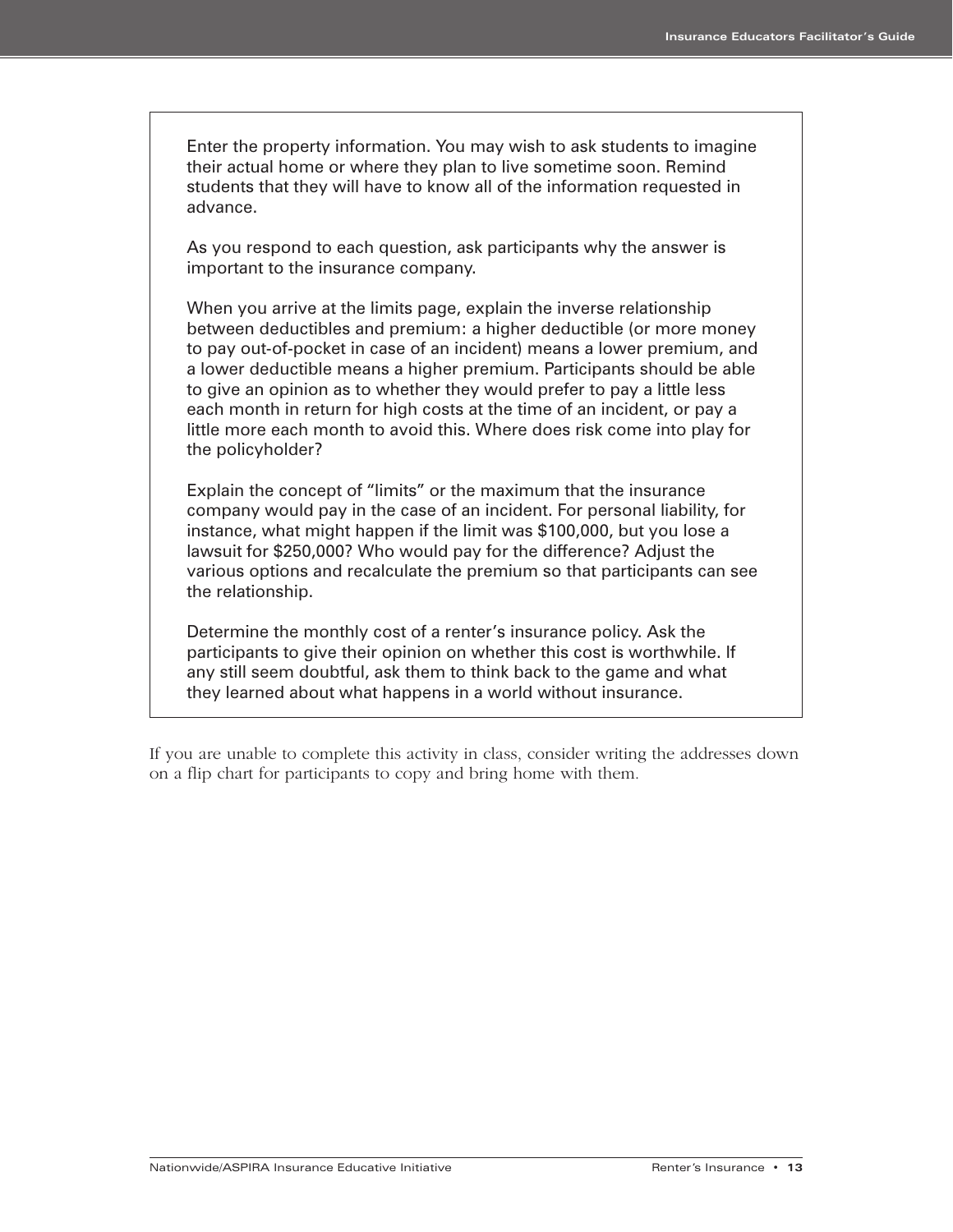Enter the property information. You may wish to ask students to imagine their actual home or where they plan to live sometime soon. Remind students that they will have to know all of the information requested in advance.

As you respond to each question, ask participants why the answer is important to the insurance company.

When you arrive at the limits page, explain the inverse relationship between deductibles and premium: a higher deductible (or more money to pay out-of-pocket in case of an incident) means a lower premium, and a lower deductible means a higher premium. Participants should be able to give an opinion as to whether they would prefer to pay a little less each month in return for high costs at the time of an incident, or pay a little more each month to avoid this. Where does risk come into play for the policyholder?

Explain the concept of "limits" or the maximum that the insurance company would pay in the case of an incident. For personal liability, for instance, what might happen if the limit was $100,000, but you lose a lawsuit for $250,000? Who would pay for the difference? Adjust the various options and recalculate the premium so that participants can see the relationship.

Determine the monthly cost of a renter's insurance policy. Ask the participants to give their opinion on whether this cost is worthwhile. If any still seem doubtful, ask them to think back to the game and what they learned about what happens in a world without insurance.

If you are unable to complete this activity in class, consider writing the addresses down on a flip chart for participants to copy and bring home with them.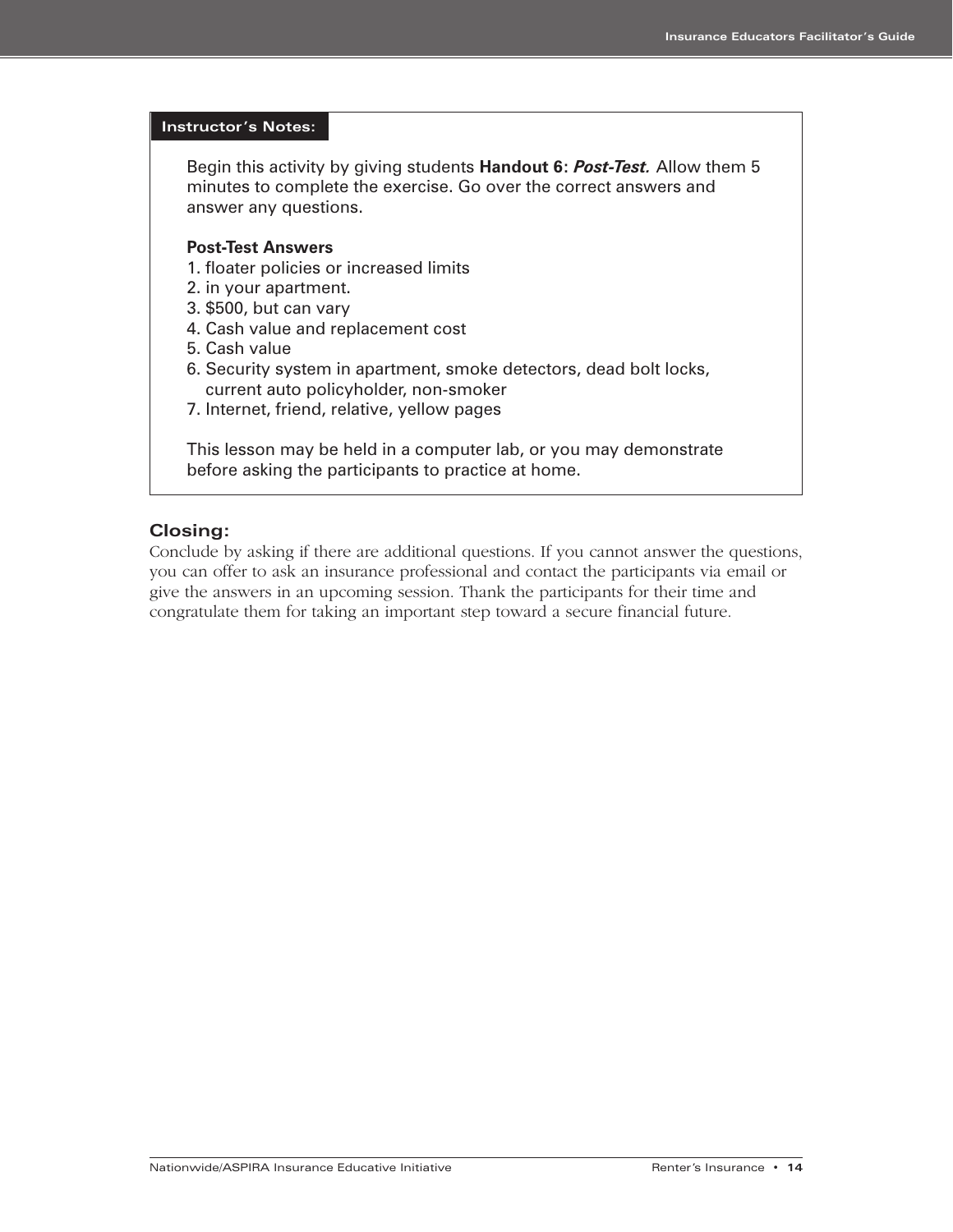**Instructor's Notes:**

Begin this activity by giving students **Handout 6: *Post-Test.*** Allow them 5 minutes to complete the exercise. Go over the correct answers and answer any questions.

**Post-Test Answers**

1. floater policies or increased limits
2. in your apartment.
3. $500, but can vary
4. Cash value and replacement cost
5. Cash value
6. Security system in apartment, smoke detectors, dead bolt locks, current auto policyholder, non-smoker
7. Internet, friend, relative, yellow pages

This lesson may be held in a computer lab, or you may demonstrate before asking the participants to practice at home.

## Closing:

Conclude by asking if there are additional questions. If you cannot answer the questions, you can offer to ask an insurance professional and contact the participants via email or give the answers in an upcoming session. Thank the participants for their time and congratulate them for taking an important step toward a secure financial future.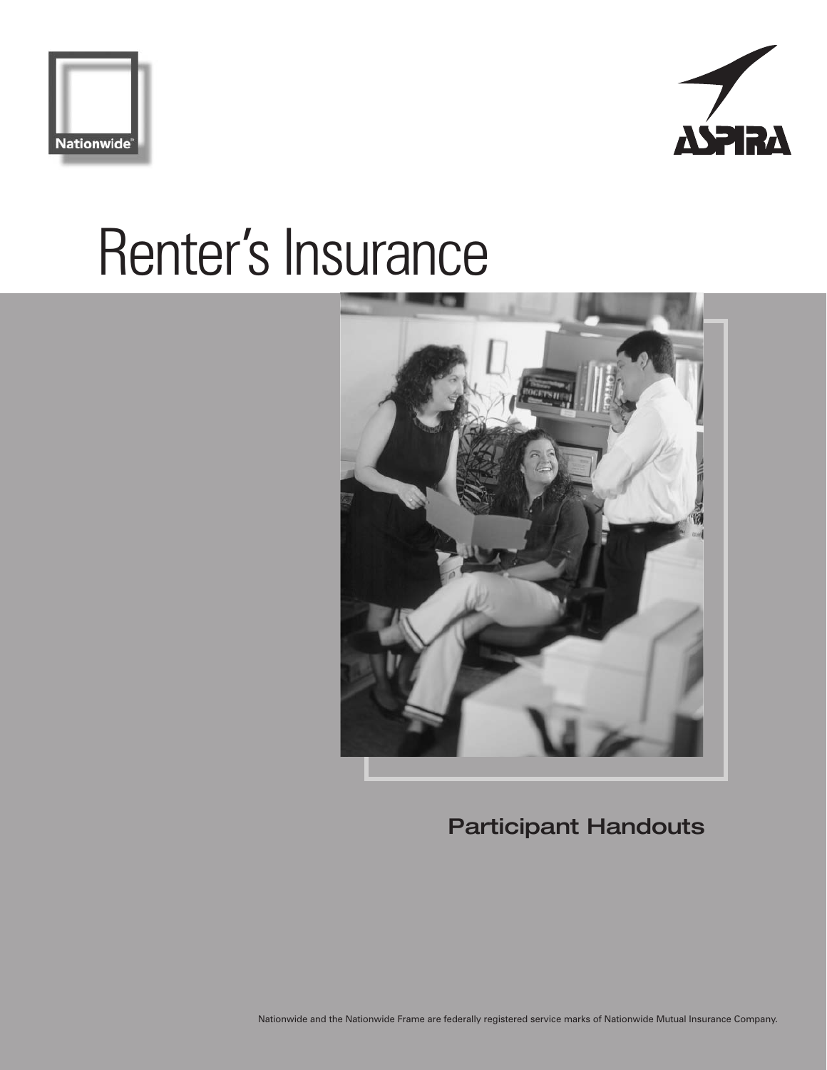Nationwide

ASPIRA

# Renter's Insurance

## Participant Handouts

Nationwide and the Nationwide Frame are federally registered service marks of Nationwide Mutual Insurance Company.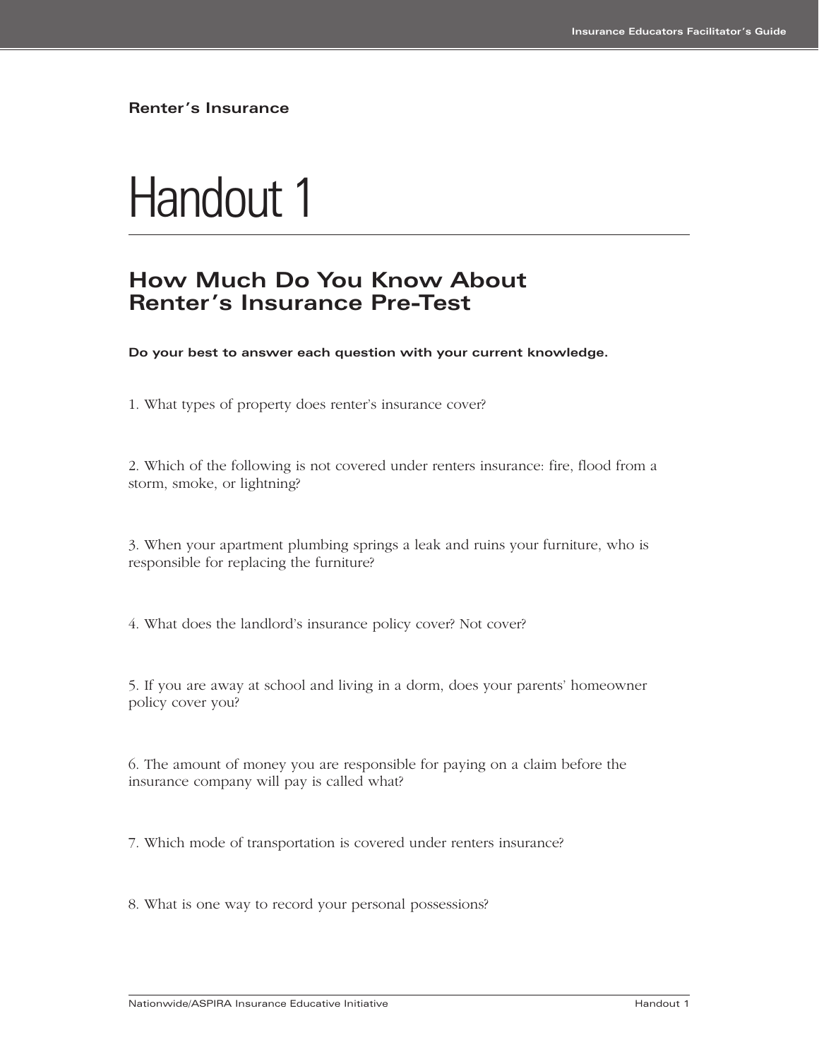Renter's Insurance

# Handout 1

## How Much Do You Know About Renter's Insurance Pre-Test

**Do your best to answer each question with your current knowledge.**

1. What types of property does renter's insurance cover?

2. Which of the following is not covered under renters insurance: fire, flood from a storm, smoke, or lightning?

3. When your apartment plumbing springs a leak and ruins your furniture, who is responsible for replacing the furniture?

4. What does the landlord's insurance policy cover? Not cover?

5. If you are away at school and living in a dorm, does your parents' homeowner policy cover you?

6. The amount of money you are responsible for paying on a claim before the insurance company will pay is called what?

7. Which mode of transportation is covered under renters insurance?

8. What is one way to record your personal possessions?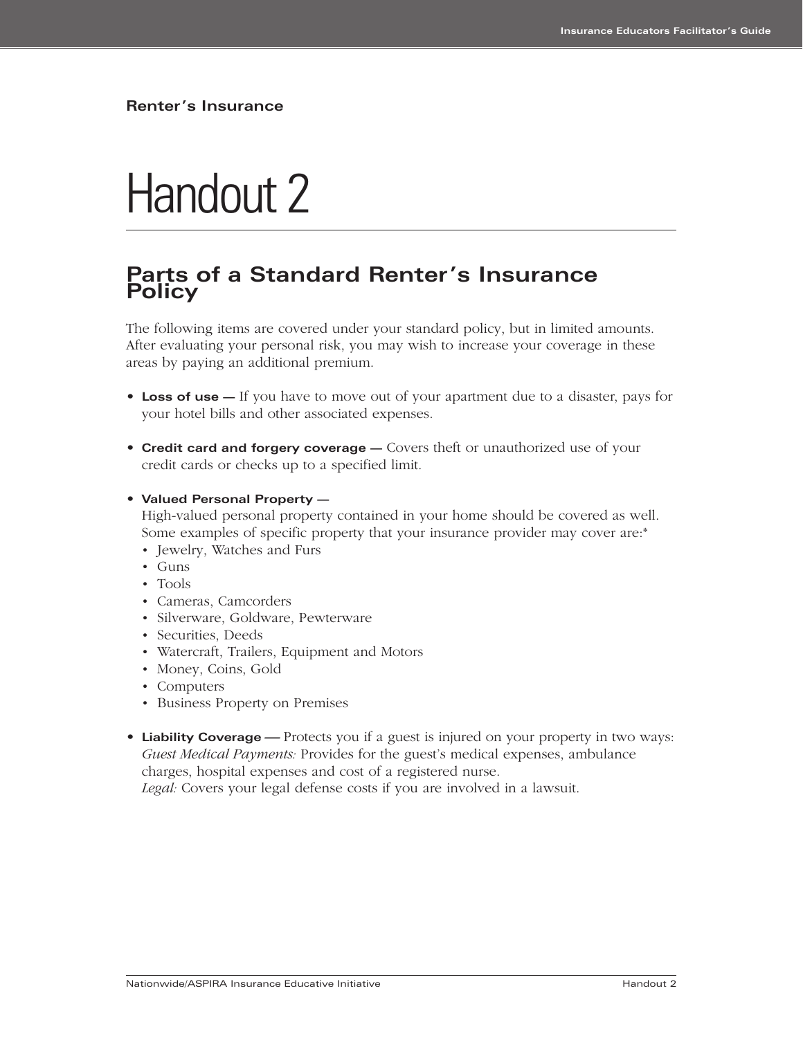**Renter's Insurance**

# Handout 2

## Parts of a Standard Renter's Insurance Policy

The following items are covered under your standard policy, but in limited amounts. After evaluating your personal risk, you may wish to increase your coverage in these areas by paying an additional premium.

- **Loss of use —** If you have to move out of your apartment due to a disaster, pays for your hotel bills and other associated expenses.

- **Credit card and forgery coverage —** Covers theft or unauthorized use of your credit cards or checks up to a specified limit.

- **Valued Personal Property —**
  High-valued personal property contained in your home should be covered as well. Some examples of specific property that your insurance provider may cover are:*
  - Jewelry, Watches and Furs
  - Guns
  - Tools
  - Cameras, Camcorders
  - Silverware, Goldware, Pewterware
  - Securities, Deeds
  - Watercraft, Trailers, Equipment and Motors
  - Money, Coins, Gold
  - Computers
  - Business Property on Premises

- **Liability Coverage —** Protects you if a guest is injured on your property in two ways:
  *Guest Medical Payments:* Provides for the guest's medical expenses, ambulance charges, hospital expenses and cost of a registered nurse.
  *Legal:* Covers your legal defense costs if you are involved in a lawsuit.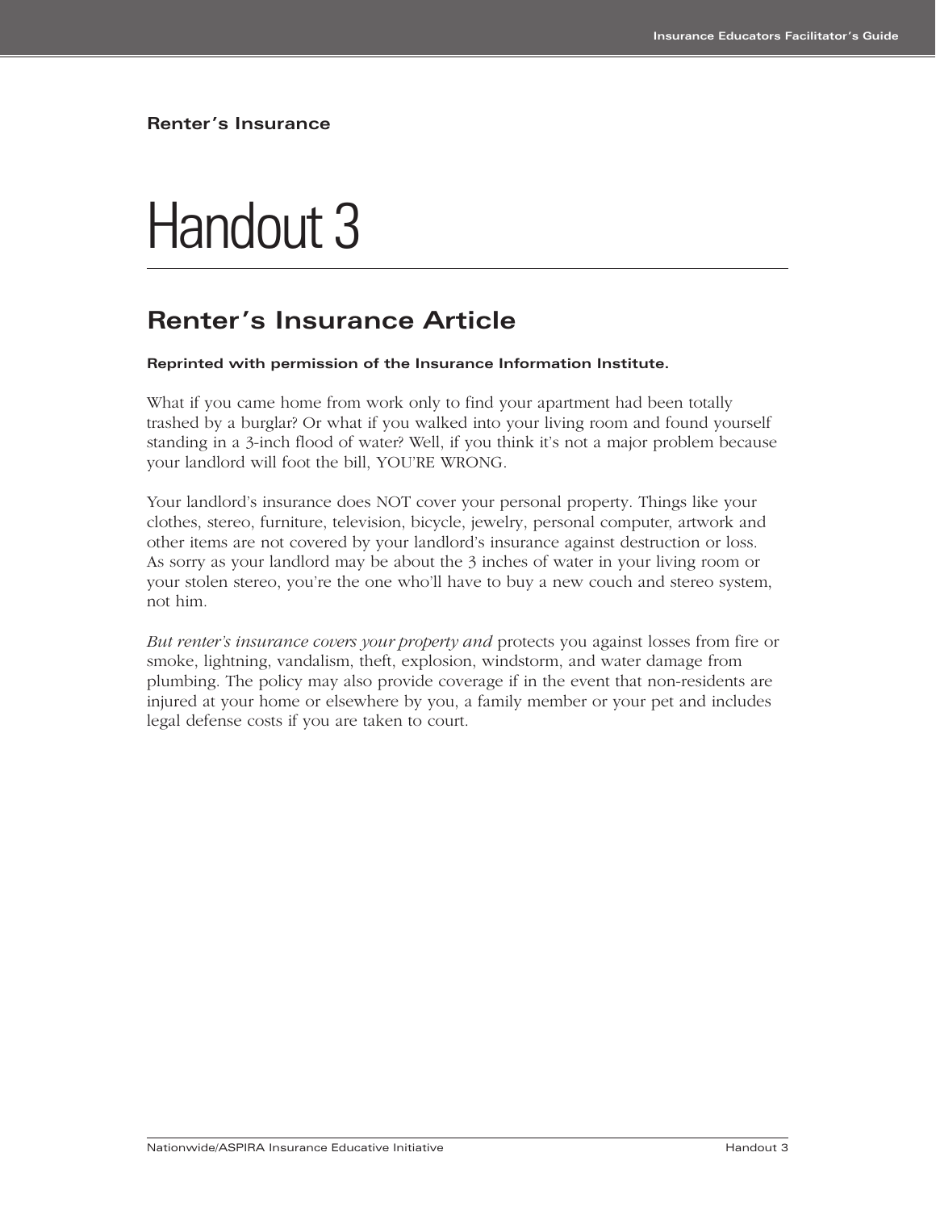**Renter's Insurance**

# Handout 3

## Renter's Insurance Article

**Reprinted with permission of the Insurance Information Institute.**

What if you came home from work only to find your apartment had been totally trashed by a burglar? Or what if you walked into your living room and found yourself standing in a 3-inch flood of water? Well, if you think it's not a major problem because your landlord will foot the bill, YOU'RE WRONG.

Your landlord's insurance does NOT cover your personal property. Things like your clothes, stereo, furniture, television, bicycle, jewelry, personal computer, artwork and other items are not covered by your landlord's insurance against destruction or loss. As sorry as your landlord may be about the 3 inches of water in your living room or your stolen stereo, you're the one who'll have to buy a new couch and stereo system, not him.

*But renter's insurance covers your property and* protects you against losses from fire or smoke, lightning, vandalism, theft, explosion, windstorm, and water damage from plumbing. The policy may also provide coverage if in the event that non-residents are injured at your home or elsewhere by you, a family member or your pet and includes legal defense costs if you are taken to court.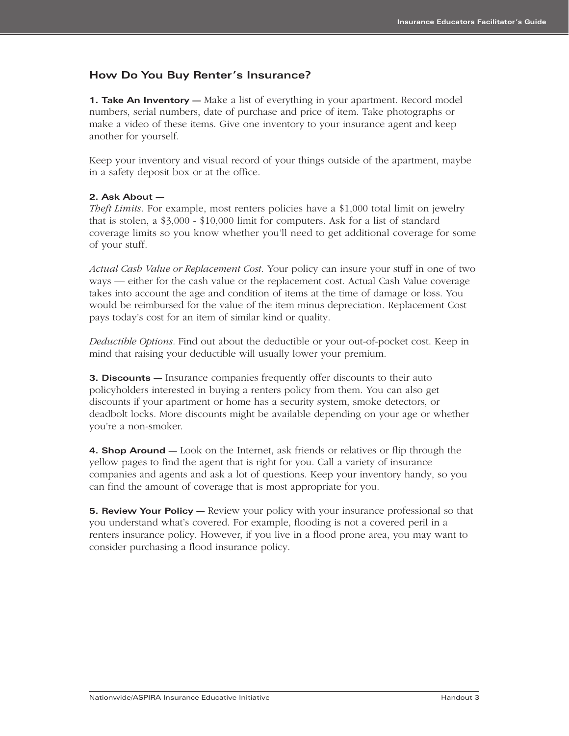## How Do You Buy Renter's Insurance?

**1. Take An Inventory —** Make a list of everything in your apartment. Record model numbers, serial numbers, date of purchase and price of item. Take photographs or make a video of these items. Give one inventory to your insurance agent and keep another for yourself.

Keep your inventory and visual record of your things outside of the apartment, maybe in a safety deposit box or at the office.

**2. Ask About —**
*Theft Limits.* For example, most renters policies have a $1,000 total limit on jewelry that is stolen, a $3,000 - $10,000 limit for computers. Ask for a list of standard coverage limits so you know whether you'll need to get additional coverage for some of your stuff.

*Actual Cash Value or Replacement Cost.* Your policy can insure your stuff in one of two ways — either for the cash value or the replacement cost. Actual Cash Value coverage takes into account the age and condition of items at the time of damage or loss. You would be reimbursed for the value of the item minus depreciation. Replacement Cost pays today's cost for an item of similar kind or quality.

*Deductible Options.* Find out about the deductible or your out-of-pocket cost. Keep in mind that raising your deductible will usually lower your premium.

**3. Discounts —** Insurance companies frequently offer discounts to their auto policyholders interested in buying a renters policy from them. You can also get discounts if your apartment or home has a security system, smoke detectors, or deadbolt locks. More discounts might be available depending on your age or whether you're a non-smoker.

**4. Shop Around —** Look on the Internet, ask friends or relatives or flip through the yellow pages to find the agent that is right for you. Call a variety of insurance companies and agents and ask a lot of questions. Keep your inventory handy, so you can find the amount of coverage that is most appropriate for you.

**5. Review Your Policy —** Review your policy with your insurance professional so that you understand what's covered. For example, flooding is not a covered peril in a renters insurance policy. However, if you live in a flood prone area, you may want to consider purchasing a flood insurance policy.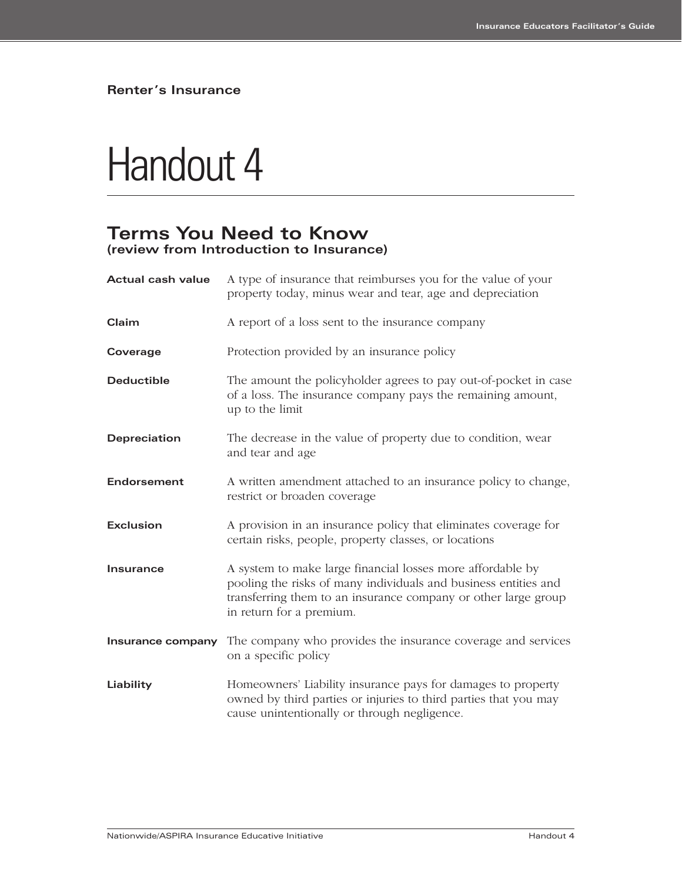Renter’s Insurance

# Handout 4

## Terms You Need to Know
**(review from Introduction to Insurance)**

**Actual cash value** A type of insurance that reimburses you for the value of your property today, minus wear and tear, age and depreciation

**Claim** A report of a loss sent to the insurance company

**Coverage** Protection provided by an insurance policy

**Deductible** The amount the policyholder agrees to pay out-of-pocket in case of a loss. The insurance company pays the remaining amount, up to the limit

**Depreciation** The decrease in the value of property due to condition, wear and tear and age

**Endorsement** A written amendment attached to an insurance policy to change, restrict or broaden coverage

**Exclusion** A provision in an insurance policy that eliminates coverage for certain risks, people, property classes, or locations

**Insurance** A system to make large financial losses more affordable by pooling the risks of many individuals and business entities and transferring them to an insurance company or other large group in return for a premium.

**Insurance company** The company who provides the insurance coverage and services on a specific policy

**Liability** Homeowners’ Liability insurance pays for damages to property owned by third parties or injuries to third parties that you may cause unintentionally or through negligence.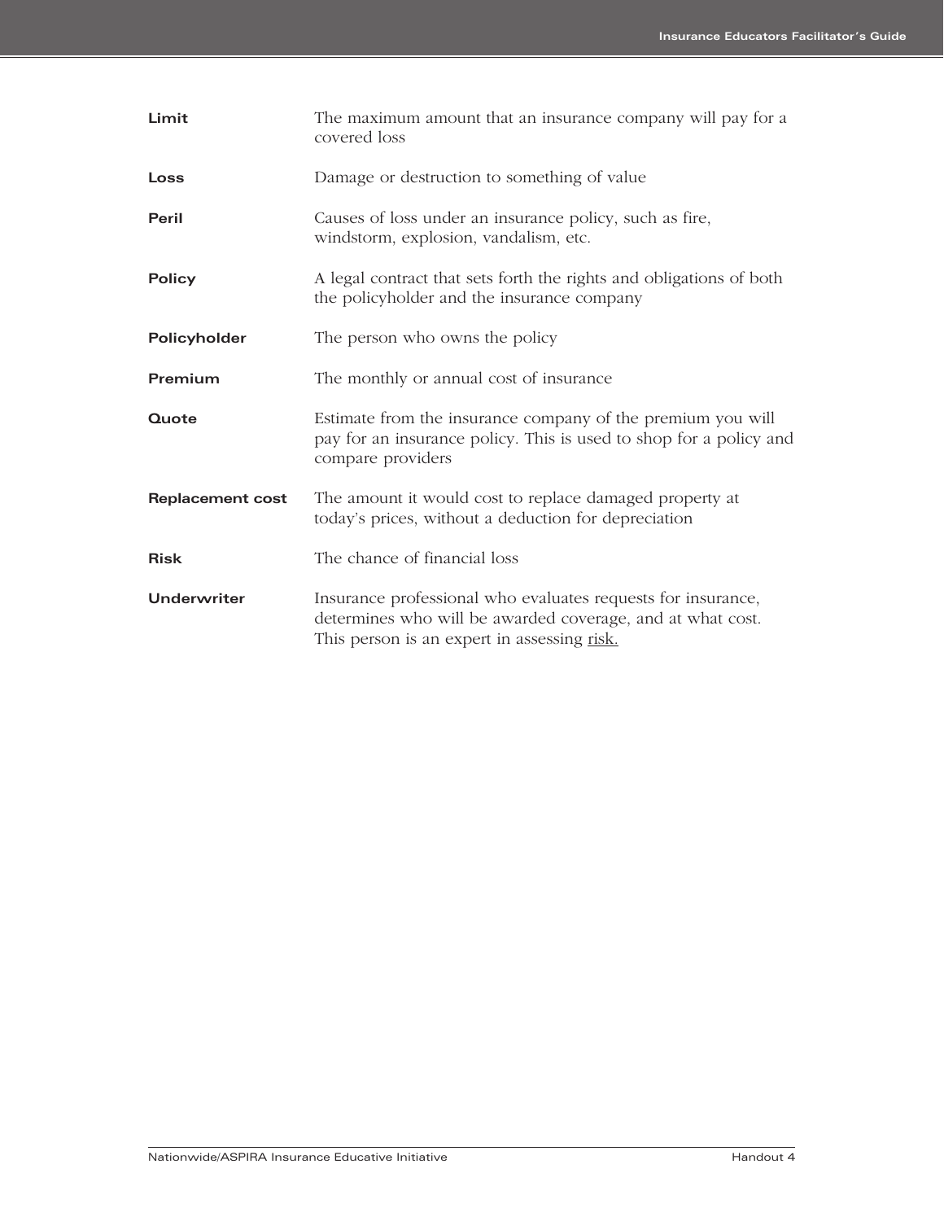**Limit** The maximum amount that an insurance company will pay for a covered loss

**Loss** Damage or destruction to something of value

**Peril** Causes of loss under an insurance policy, such as fire, windstorm, explosion, vandalism, etc.

**Policy** A legal contract that sets forth the rights and obligations of both the policyholder and the insurance company

**Policyholder** The person who owns the policy

**Premium** The monthly or annual cost of insurance

**Quote** Estimate from the insurance company of the premium you will pay for an insurance policy. This is used to shop for a policy and compare providers

**Replacement cost** The amount it would cost to replace damaged property at today's prices, without a deduction for depreciation

**Risk** The chance of financial loss

**Underwriter** Insurance professional who evaluates requests for insurance, determines who will be awarded coverage, and at what cost. This person is an expert in assessing risk.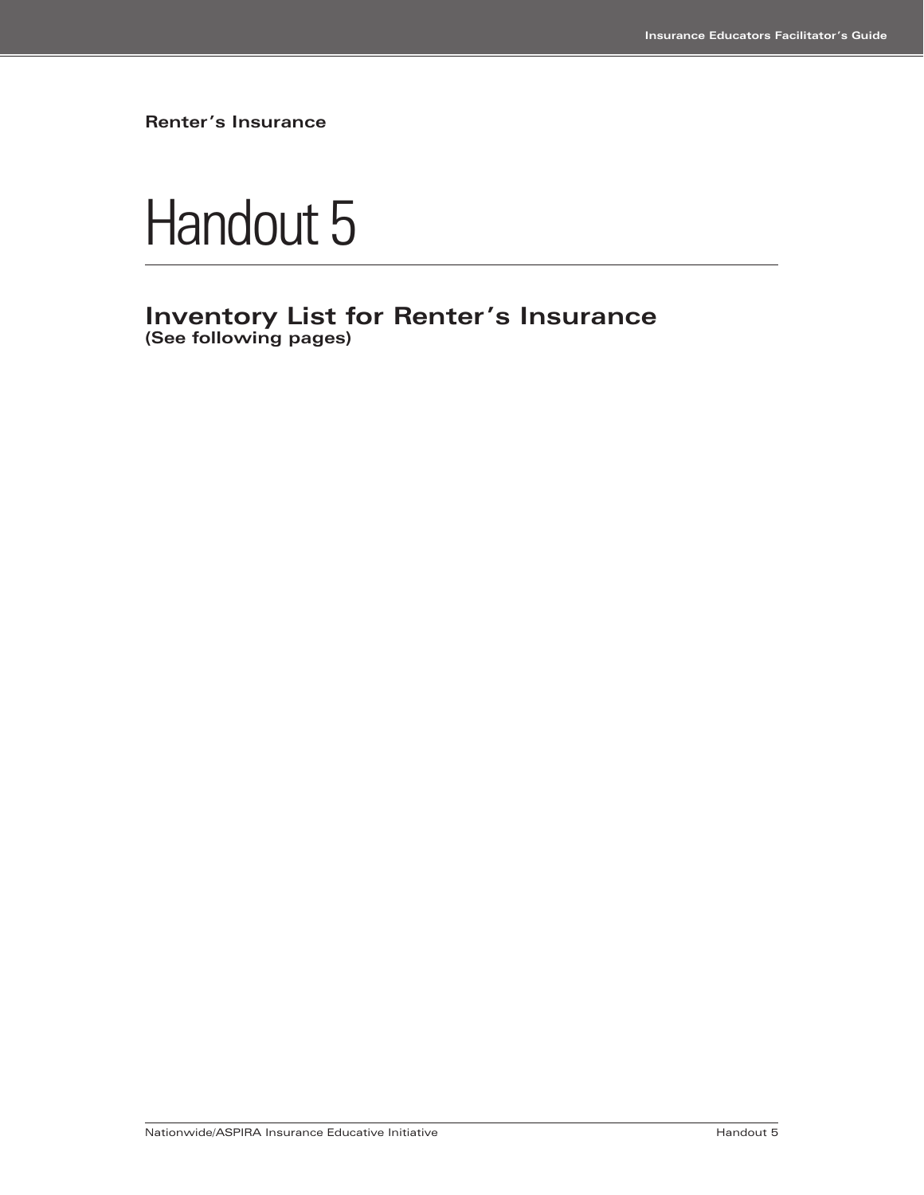**Renter's Insurance**

# Handout 5

## Inventory List for Renter's Insurance

**(See following pages)**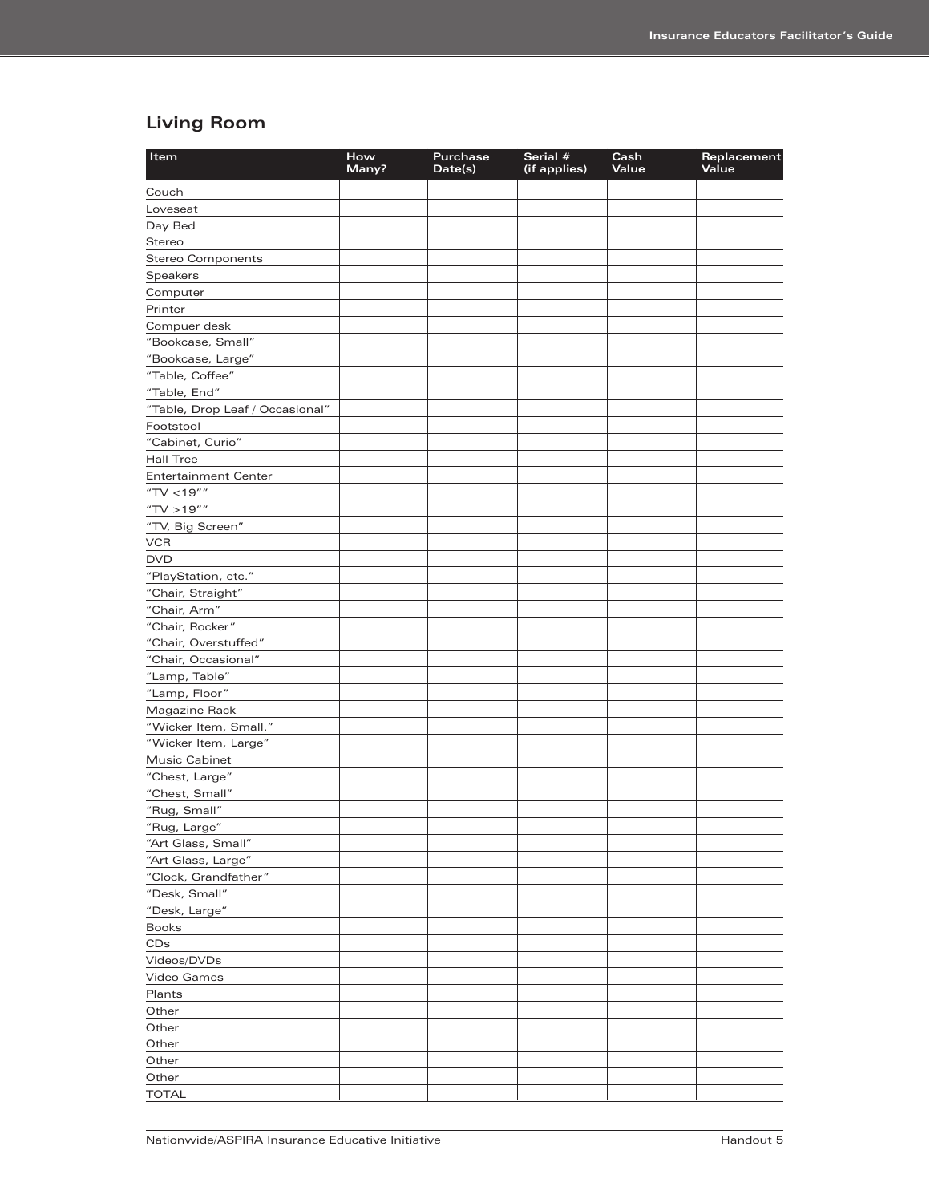## Living Room

| Item | How Many? | Purchase Date(s) | Serial # (if applies) | Cash Value | Replacement Value |
|---|---|---|---|---|---|
| Couch | | | | | |
| Loveseat | | | | | |
| Day Bed | | | | | |
| Stereo | | | | | |
| Stereo Components | | | | | |
| Speakers | | | | | |
| Computer | | | | | |
| Printer | | | | | |
| Compuer desk | | | | | |
| "Bookcase, Small" | | | | | |
| "Bookcase, Large" | | | | | |
| "Table, Coffee" | | | | | |
| "Table, End" | | | | | |
| "Table, Drop Leaf / Occasional" | | | | | |
| Footstool | | | | | |
| "Cabinet, Curio" | | | | | |
| Hall Tree | | | | | |
| Entertainment Center | | | | | |
| "TV <19"" | | | | | |
| "TV >19"" | | | | | |
| "TV, Big Screen" | | | | | |
| VCR | | | | | |
| DVD | | | | | |
| "PlayStation, etc." | | | | | |
| "Chair, Straight" | | | | | |
| "Chair, Arm" | | | | | |
| "Chair, Rocker" | | | | | |
| "Chair, Overstuffed" | | | | | |
| "Chair, Occasional" | | | | | |
| "Lamp, Table" | | | | | |
| "Lamp, Floor" | | | | | |
| Magazine Rack | | | | | |
| "Wicker Item, Small." | | | | | |
| "Wicker Item, Large" | | | | | |
| Music Cabinet | | | | | |
| "Chest, Large" | | | | | |
| "Chest, Small" | | | | | |
| "Rug, Small" | | | | | |
| "Rug, Large" | | | | | |
| "Art Glass, Small" | | | | | |
| "Art Glass, Large" | | | | | |
| "Clock, Grandfather" | | | | | |
| "Desk, Small" | | | | | |
| "Desk, Large" | | | | | |
| Books | | | | | |
| CDs | | | | | |
| Videos/DVDs | | | | | |
| Video Games | | | | | |
| Plants | | | | | |
| Other | | | | | |
| Other | | | | | |
| Other | | | | | |
| Other | | | | | |
| Other | | | | | |
| TOTAL | | | | | |

Nationwide/ASPIRA Insurance Educative Initiative

Handout 5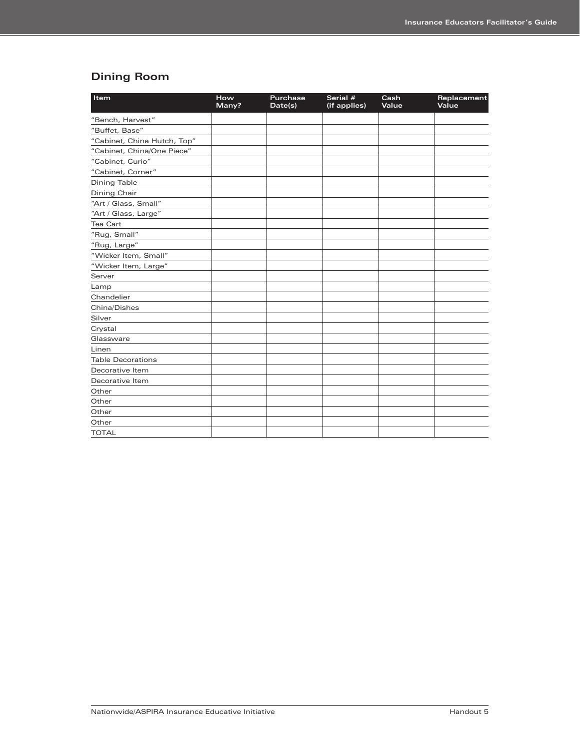## Dining Room

| Item | How Many? | Purchase Date(s) | Serial # (if applies) | Cash Value | Replacement Value |
|---|---|---|---|---|---|
| "Bench, Harvest" | | | | | |
| "Buffet, Base" | | | | | |
| "Cabinet, China Hutch, Top" | | | | | |
| "Cabinet, China/One Piece" | | | | | |
| "Cabinet, Curio" | | | | | |
| "Cabinet, Corner" | | | | | |
| Dining Table | | | | | |
| Dining Chair | | | | | |
| "Art / Glass, Small" | | | | | |
| "Art / Glass, Large" | | | | | |
| Tea Cart | | | | | |
| "Rug, Small" | | | | | |
| "Rug, Large" | | | | | |
| "Wicker Item, Small" | | | | | |
| "Wicker Item, Large" | | | | | |
| Server | | | | | |
| Lamp | | | | | |
| Chandelier | | | | | |
| China/Dishes | | | | | |
| Silver | | | | | |
| Crystal | | | | | |
| Glassware | | | | | |
| Linen | | | | | |
| Table Decorations | | | | | |
| Decorative Item | | | | | |
| Decorative Item | | | | | |
| Other | | | | | |
| Other | | | | | |
| Other | | | | | |
| Other | | | | | |
| TOTAL | | | | | |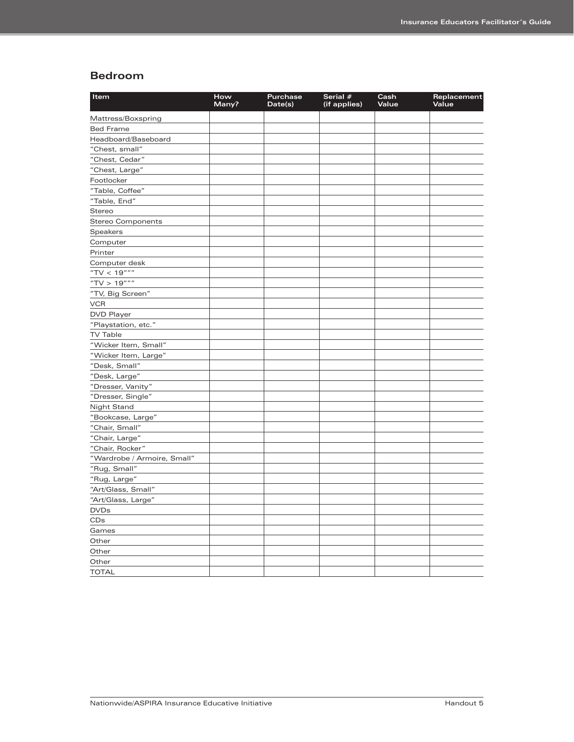## Bedroom

| Item | How Many? | Purchase Date(s) | Serial # (if applies) | Cash Value | Replacement Value |
|---|---|---|---|---|---|
| Mattress/Boxspring | | | | | |
| Bed Frame | | | | | |
| Headboard/Baseboard | | | | | |
| "Chest, small" | | | | | |
| "Chest, Cedar" | | | | | |
| "Chest, Large" | | | | | |
| Footlocker | | | | | |
| "Table, Coffee" | | | | | |
| "Table, End" | | | | | |
| Stereo | | | | | |
| Stereo Components | | | | | |
| Speakers | | | | | |
| Computer | | | | | |
| Printer | | | | | |
| Computer desk | | | | | |
| "TV < 19""" | | | | | |
| "TV > 19""" | | | | | |
| "TV, Big Screen" | | | | | |
| VCR | | | | | |
| DVD Player | | | | | |
| "Playstation, etc." | | | | | |
| TV Table | | | | | |
| "Wicker Item, Small" | | | | | |
| "Wicker Item, Large" | | | | | |
| "Desk, Small" | | | | | |
| "Desk, Large" | | | | | |
| "Dresser, Vanity" | | | | | |
| "Dresser, Single" | | | | | |
| Night Stand | | | | | |
| "Bookcase, Large" | | | | | |
| "Chair, Small" | | | | | |
| "Chair, Large" | | | | | |
| "Chair, Rocker" | | | | | |
| "Wardrobe / Armoire, Small" | | | | | |
| "Rug, Small" | | | | | |
| "Rug, Large" | | | | | |
| "Art/Glass, Small" | | | | | |
| "Art/Glass, Large" | | | | | |
| DVDs | | | | | |
| CDs | | | | | |
| Games | | | | | |
| Other | | | | | |
| Other | | | | | |
| Other | | | | | |
| TOTAL | | | | | |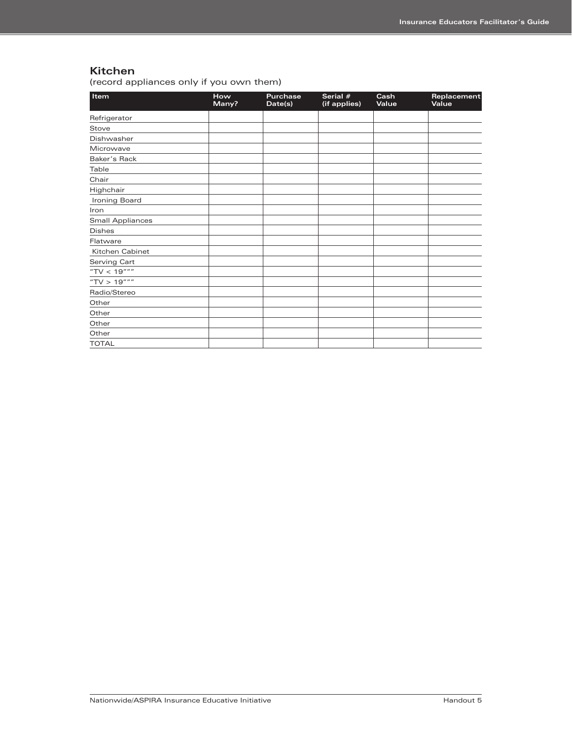## Kitchen

(record appliances only if you own them)

| Item | How Many? | Purchase Date(s) | Serial # (if applies) | Cash Value | Replacement Value |
|---|---|---|---|---|---|
| Refrigerator | | | | | |
| Stove | | | | | |
| Dishwasher | | | | | |
| Microwave | | | | | |
| Baker's Rack | | | | | |
| Table | | | | | |
| Chair | | | | | |
| Highchair | | | | | |
| Ironing Board | | | | | |
| Iron | | | | | |
| Small Appliances | | | | | |
| Dishes | | | | | |
| Flatware | | | | | |
| Kitchen Cabinet | | | | | |
| Serving Cart | | | | | |
| "TV < 19""" | | | | | |
| "TV > 19""" | | | | | |
| Radio/Stereo | | | | | |
| Other | | | | | |
| Other | | | | | |
| Other | | | | | |
| Other | | | | | |
| TOTAL | | | | | |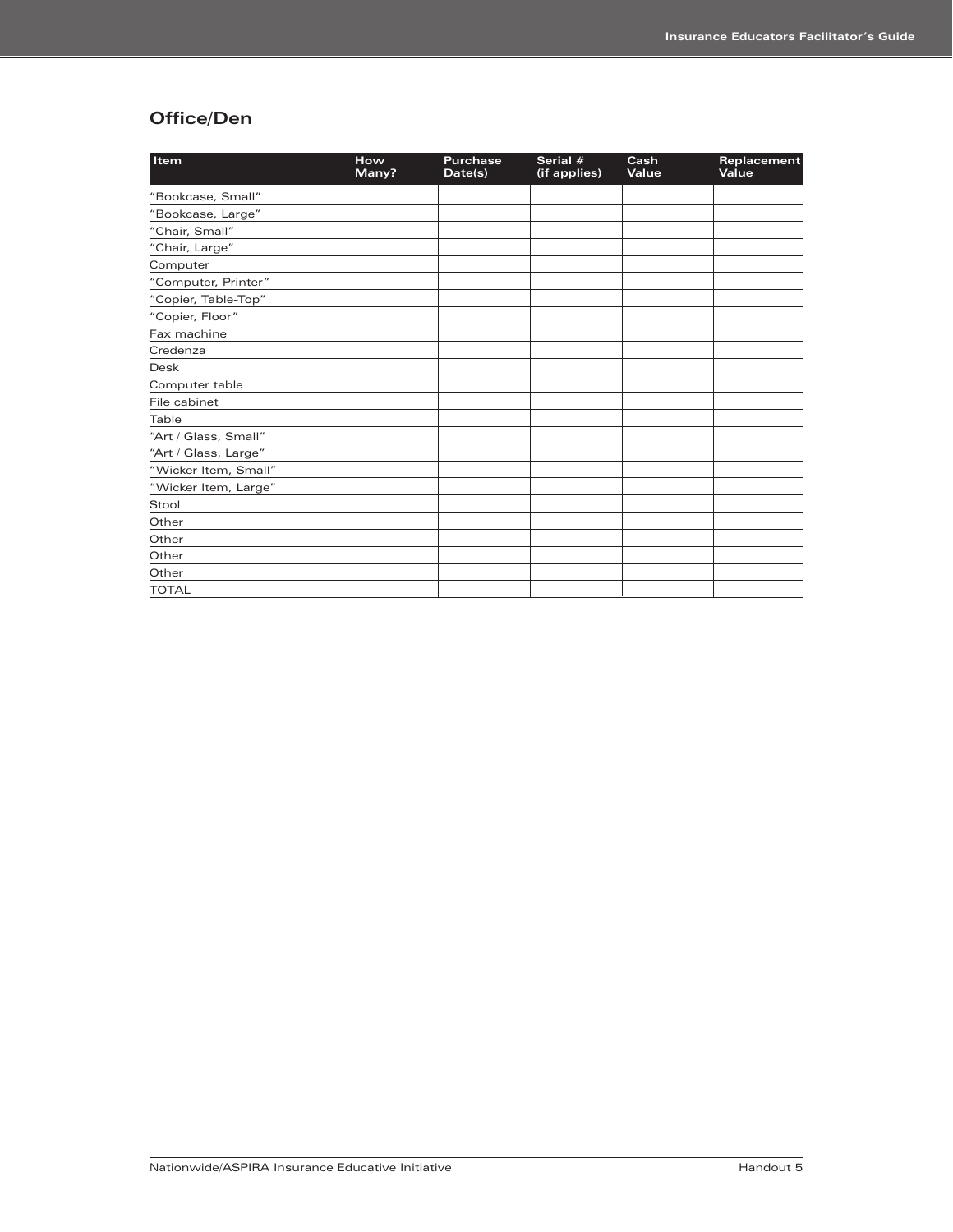## Office/Den

| Item | How Many? | Purchase Date(s) | Serial # (if applies) | Cash Value | Replacement Value |
|---|---|---|---|---|---|
| "Bookcase, Small" | | | | | |
| "Bookcase, Large" | | | | | |
| "Chair, Small" | | | | | |
| "Chair, Large" | | | | | |
| Computer | | | | | |
| "Computer, Printer" | | | | | |
| "Copier, Table-Top" | | | | | |
| "Copier, Floor" | | | | | |
| Fax machine | | | | | |
| Credenza | | | | | |
| Desk | | | | | |
| Computer table | | | | | |
| File cabinet | | | | | |
| Table | | | | | |
| "Art / Glass, Small" | | | | | |
| "Art / Glass, Large" | | | | | |
| "Wicker Item, Small" | | | | | |
| "Wicker Item, Large" | | | | | |
| Stool | | | | | |
| Other | | | | | |
| Other | | | | | |
| Other | | | | | |
| Other | | | | | |
| TOTAL | | | | | |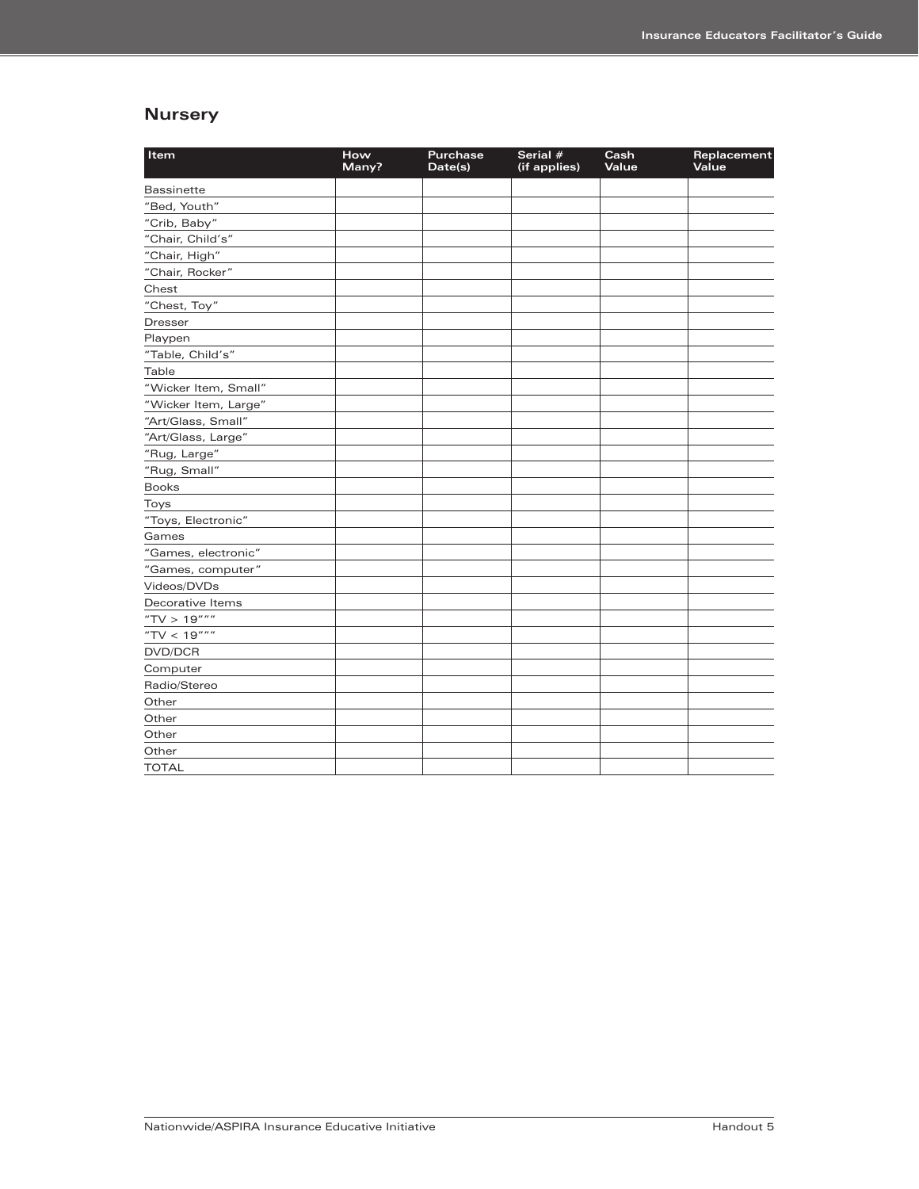## Nursery

| Item | How Many? | Purchase Date(s) | Serial # (if applies) | Cash Value | Replacement Value |
|---|---|---|---|---|---|
| Bassinette | | | | | |
| “Bed, Youth” | | | | | |
| “Crib, Baby” | | | | | |
| “Chair, Child’s” | | | | | |
| “Chair, High” | | | | | |
| “Chair, Rocker” | | | | | |
| Chest | | | | | |
| “Chest, Toy” | | | | | |
| Dresser | | | | | |
| Playpen | | | | | |
| “Table, Child’s” | | | | | |
| Table | | | | | |
| “Wicker Item, Small” | | | | | |
| “Wicker Item, Large” | | | | | |
| “Art/Glass, Small” | | | | | |
| “Art/Glass, Large” | | | | | |
| “Rug, Large” | | | | | |
| “Rug, Small” | | | | | |
| Books | | | | | |
| Toys | | | | | |
| “Toys, Electronic” | | | | | |
| Games | | | | | |
| “Games, electronic” | | | | | |
| “Games, computer” | | | | | |
| Videos/DVDs | | | | | |
| Decorative Items | | | | | |
| “TV > 19””” | | | | | |
| “TV < 19””” | | | | | |
| DVD/DCR | | | | | |
| Computer | | | | | |
| Radio/Stereo | | | | | |
| Other | | | | | |
| Other | | | | | |
| Other | | | | | |
| Other | | | | | |
| TOTAL | | | | | |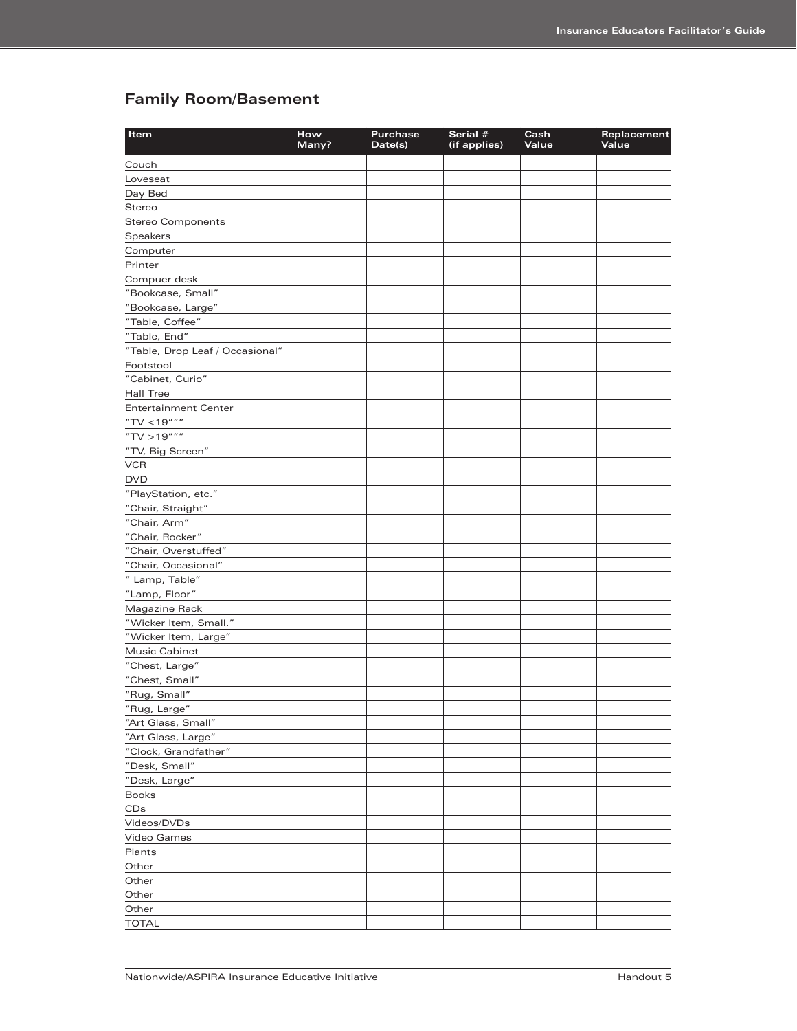## Family Room/Basement

| Item | How Many? | Purchase Date(s) | Serial # (if applies) | Cash Value | Replacement Value |
|---|---|---|---|---|---|
| Couch | | | | | |
| Loveseat | | | | | |
| Day Bed | | | | | |
| Stereo | | | | | |
| Stereo Components | | | | | |
| Speakers | | | | | |
| Computer | | | | | |
| Printer | | | | | |
| Compuer desk | | | | | |
| “Bookcase, Small” | | | | | |
| “Bookcase, Large” | | | | | |
| “Table, Coffee” | | | | | |
| “Table, End” | | | | | |
| “Table, Drop Leaf / Occasional” | | | | | |
| Footstool | | | | | |
| “Cabinet, Curio” | | | | | |
| Hall Tree | | | | | |
| Entertainment Center | | | | | |
| “TV <19””” | | | | | |
| “TV >19””” | | | | | |
| “TV, Big Screen” | | | | | |
| VCR | | | | | |
| DVD | | | | | |
| “PlayStation, etc.” | | | | | |
| “Chair, Straight” | | | | | |
| “Chair, Arm” | | | | | |
| “Chair, Rocker” | | | | | |
| “Chair, Overstuffed” | | | | | |
| “Chair, Occasional” | | | | | |
| ” Lamp, Table” | | | | | |
| “Lamp, Floor” | | | | | |
| Magazine Rack | | | | | |
| “Wicker Item, Small.” | | | | | |
| “Wicker Item, Large” | | | | | |
| Music Cabinet | | | | | |
| “Chest, Large” | | | | | |
| “Chest, Small” | | | | | |
| “Rug, Small” | | | | | |
| “Rug, Large” | | | | | |
| “Art Glass, Small” | | | | | |
| “Art Glass, Large” | | | | | |
| “Clock, Grandfather” | | | | | |
| “Desk, Small” | | | | | |
| “Desk, Large” | | | | | |
| Books | | | | | |
| CDs | | | | | |
| Videos/DVDs | | | | | |
| Video Games | | | | | |
| Plants | | | | | |
| Other | | | | | |
| Other | | | | | |
| Other | | | | | |
| Other | | | | | |
| TOTAL | | | | | |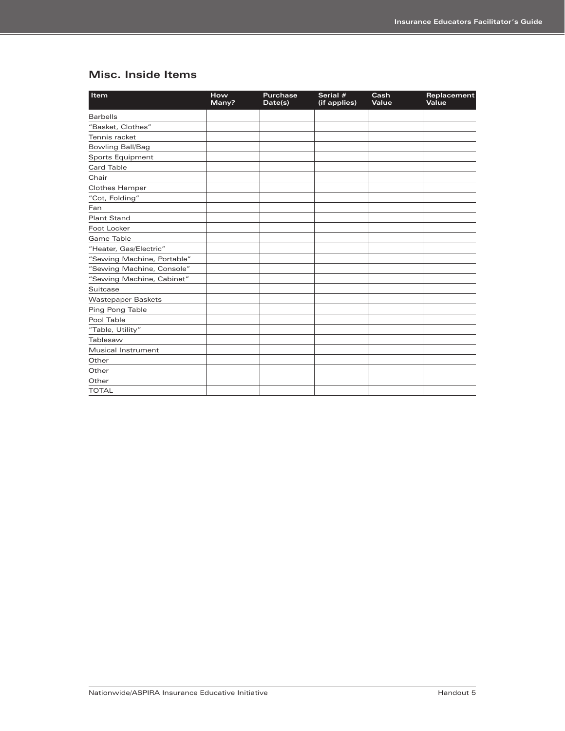## Misc. Inside Items

| Item | How Many? | Purchase Date(s) | Serial # (if applies) | Cash Value | Replacement Value |
|---|---|---|---|---|---|
| Barbells | | | | | |
| "Basket, Clothes" | | | | | |
| Tennis racket | | | | | |
| Bowling Ball/Bag | | | | | |
| Sports Equipment | | | | | |
| Card Table | | | | | |
| Chair | | | | | |
| Clothes Hamper | | | | | |
| "Cot, Folding" | | | | | |
| Fan | | | | | |
| Plant Stand | | | | | |
| Foot Locker | | | | | |
| Game Table | | | | | |
| "Heater, Gas/Electric" | | | | | |
| "Sewing Machine, Portable" | | | | | |
| "Sewing Machine, Console" | | | | | |
| "Sewing Machine, Cabinet" | | | | | |
| Suitcase | | | | | |
| Wastepaper Baskets | | | | | |
| Ping Pong Table | | | | | |
| Pool Table | | | | | |
| "Table, Utility" | | | | | |
| Tablesaw | | | | | |
| Musical Instrument | | | | | |
| Other | | | | | |
| Other | | | | | |
| Other | | | | | |
| TOTAL | | | | | |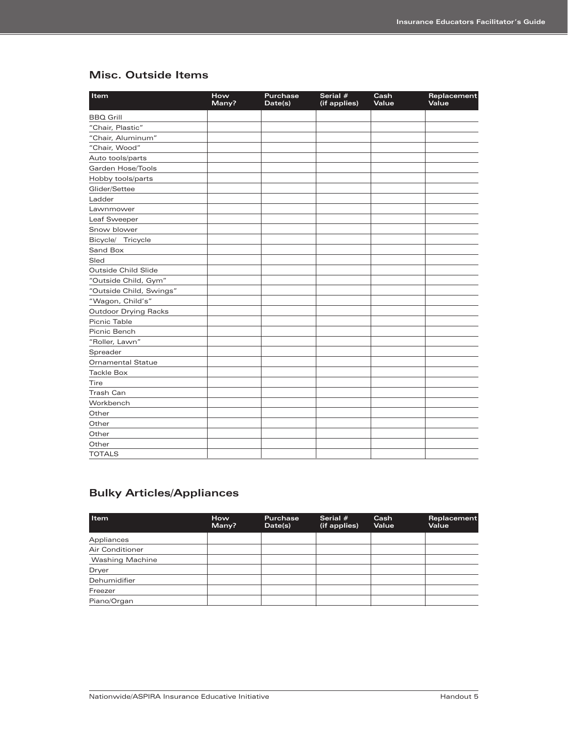## Misc. Outside Items

| Item | How Many? | Purchase Date(s) | Serial # (if applies) | Cash Value | Replacement Value |
|---|---|---|---|---|---|
| BBQ Grill | | | | | |
| "Chair, Plastic" | | | | | |
| "Chair, Aluminum" | | | | | |
| "Chair, Wood" | | | | | |
| Auto tools/parts | | | | | |
| Garden Hose/Tools | | | | | |
| Hobby tools/parts | | | | | |
| Glider/Settee | | | | | |
| Ladder | | | | | |
| Lawnmower | | | | | |
| Leaf Sweeper | | | | | |
| Snow blower | | | | | |
| Bicycle/ Tricycle | | | | | |
| Sand Box | | | | | |
| Sled | | | | | |
| Outside Child Slide | | | | | |
| "Outside Child, Gym" | | | | | |
| "Outside Child, Swings" | | | | | |
| "Wagon, Child's" | | | | | |
| Outdoor Drying Racks | | | | | |
| Picnic Table | | | | | |
| Picnic Bench | | | | | |
| "Roller, Lawn" | | | | | |
| Spreader | | | | | |
| Ornamental Statue | | | | | |
| Tackle Box | | | | | |
| Tire | | | | | |
| Trash Can | | | | | |
| Workbench | | | | | |
| Other | | | | | |
| Other | | | | | |
| Other | | | | | |
| Other | | | | | |
| TOTALS | | | | | |

## Bulky Articles/Appliances

| Item | How Many? | Purchase Date(s) | Serial # (if applies) | Cash Value | Replacement Value |
|---|---|---|---|---|---|
| Appliances | | | | | |
| Air Conditioner | | | | | |
| Washing Machine | | | | | |
| Dryer | | | | | |
| Dehumidifier | | | | | |
| Freezer | | | | | |
| Piano/Organ | | | | | |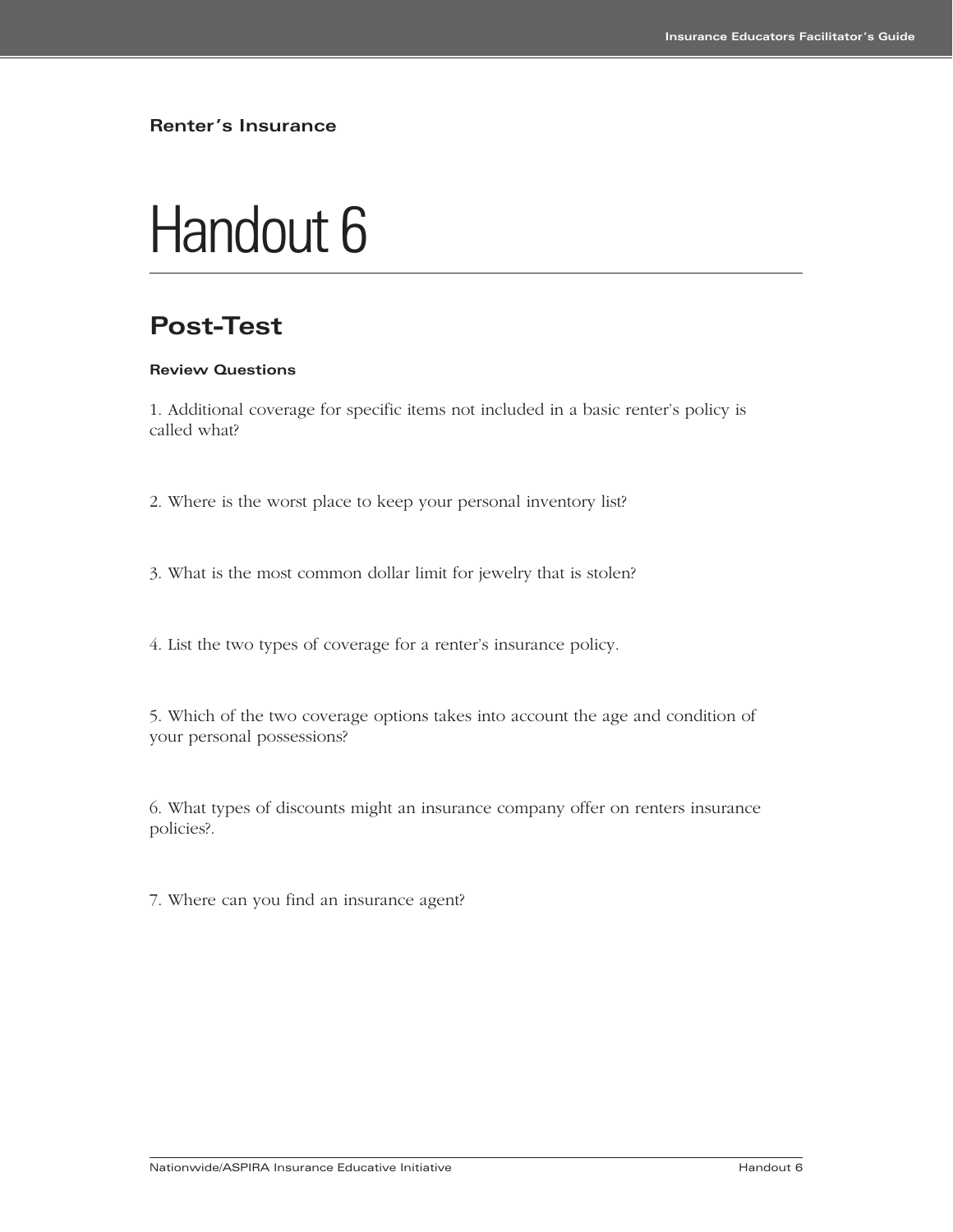**Renter’s Insurance**

# Handout 6

## Post-Test

**Review Questions**

1. Additional coverage for specific items not included in a basic renter’s policy is called what?

2. Where is the worst place to keep your personal inventory list?

3. What is the most common dollar limit for jewelry that is stolen?

4. List the two types of coverage for a renter’s insurance policy.

5. Which of the two coverage options takes into account the age and condition of your personal possessions?

6. What types of discounts might an insurance company offer on renters insurance policies?.

7. Where can you find an insurance agent?